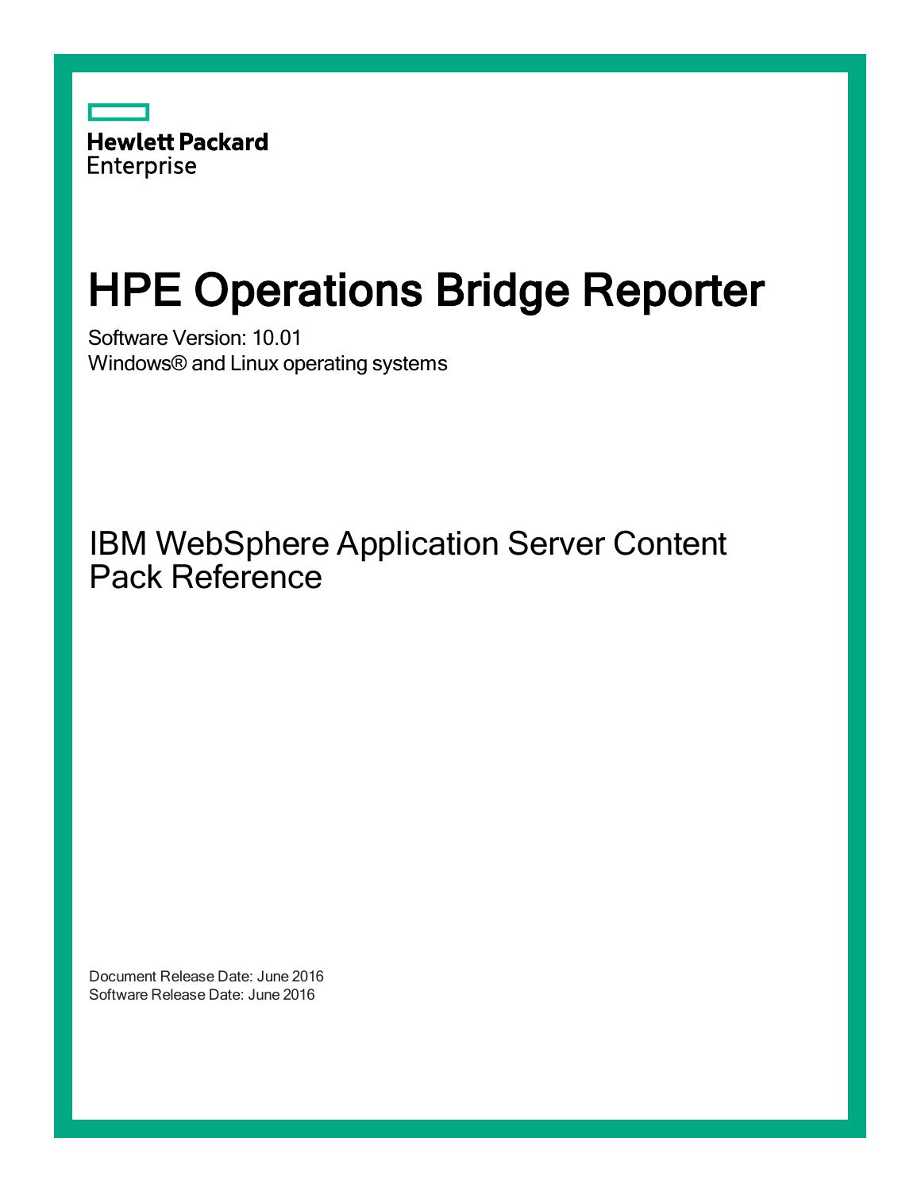Hewlett Packard
Enterprise

# HPE Operations Bridge Reporter

Software Version: 10.01
Windows® and Linux operating systems

## IBM WebSphere Application Server Content Pack Reference

Document Release Date: June 2016
Software Release Date: June 2016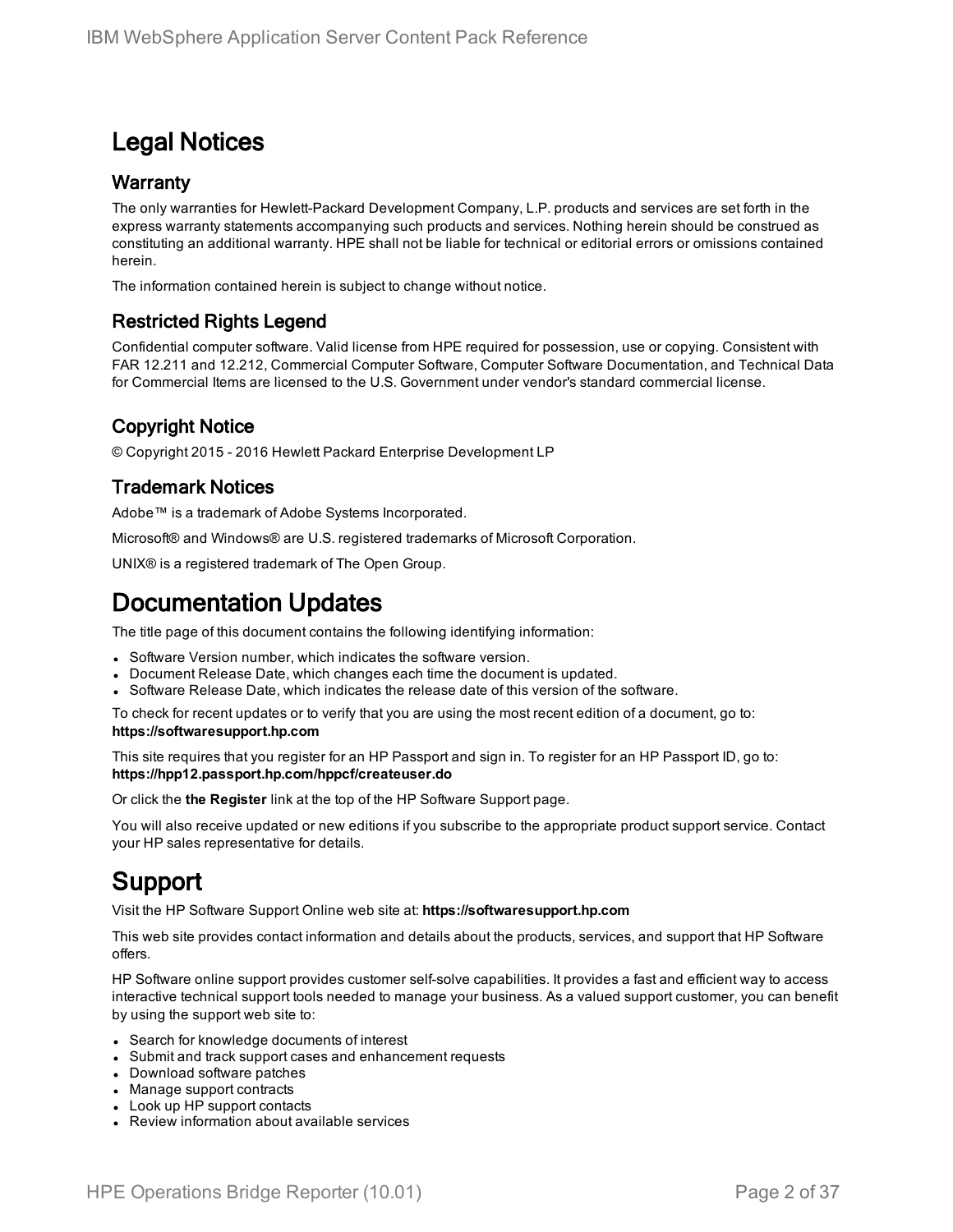# Legal Notices

## Warranty

The only warranties for Hewlett-Packard Development Company, L.P. products and services are set forth in the express warranty statements accompanying such products and services. Nothing herein should be construed as constituting an additional warranty. HPE shall not be liable for technical or editorial errors or omissions contained herein.

The information contained herein is subject to change without notice.

## Restricted Rights Legend

Confidential computer software. Valid license from HPE required for possession, use or copying. Consistent with FAR 12.211 and 12.212, Commercial Computer Software, Computer Software Documentation, and Technical Data for Commercial Items are licensed to the U.S. Government under vendor's standard commercial license.

## Copyright Notice

© Copyright 2015 - 2016 Hewlett Packard Enterprise Development LP

## Trademark Notices

Adobe™ is a trademark of Adobe Systems Incorporated.

Microsoft® and Windows® are U.S. registered trademarks of Microsoft Corporation.

UNIX® is a registered trademark of The Open Group.

# Documentation Updates

The title page of this document contains the following identifying information:

- Software Version number, which indicates the software version.
- Document Release Date, which changes each time the document is updated.
- Software Release Date, which indicates the release date of this version of the software.

To check for recent updates or to verify that you are using the most recent edition of a document, go to: **https://softwaresupport.hp.com**

This site requires that you register for an HP Passport and sign in. To register for an HP Passport ID, go to: **https://hpp12.passport.hp.com/hppcf/createuser.do**

Or click the **the Register** link at the top of the HP Software Support page.

You will also receive updated or new editions if you subscribe to the appropriate product support service. Contact your HP sales representative for details.

# Support

Visit the HP Software Support Online web site at: **https://softwaresupport.hp.com**

This web site provides contact information and details about the products, services, and support that HP Software offers.

HP Software online support provides customer self-solve capabilities. It provides a fast and efficient way to access interactive technical support tools needed to manage your business. As a valued support customer, you can benefit by using the support web site to:

- Search for knowledge documents of interest
- Submit and track support cases and enhancement requests
- Download software patches
- Manage support contracts
- Look up HP support contacts
- Review information about available services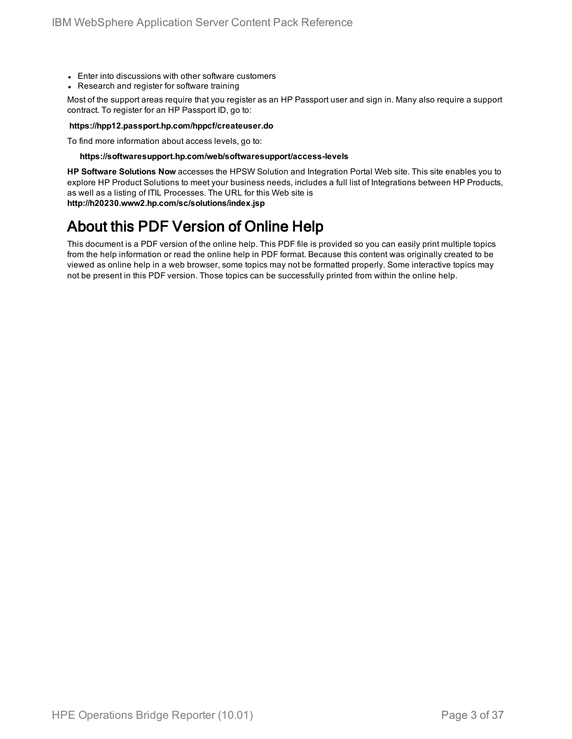- Enter into discussions with other software customers
- Research and register for software training

Most of the support areas require that you register as an HP Passport user and sign in. Many also require a support contract. To register for an HP Passport ID, go to:

**https://hpp12.passport.hp.com/hppcf/createuser.do**

To find more information about access levels, go to:

**https://softwaresupport.hp.com/web/softwaresupport/access-levels**

**HP Software Solutions Now** accesses the HPSW Solution and Integration Portal Web site. This site enables you to explore HP Product Solutions to meet your business needs, includes a full list of Integrations between HP Products, as well as a listing of ITIL Processes. The URL for this Web site is **http://h20230.www2.hp.com/sc/solutions/index.jsp**

# About this PDF Version of Online Help

This document is a PDF version of the online help. This PDF file is provided so you can easily print multiple topics from the help information or read the online help in PDF format. Because this content was originally created to be viewed as online help in a web browser, some topics may not be formatted properly. Some interactive topics may not be present in this PDF version. Those topics can be successfully printed from within the online help.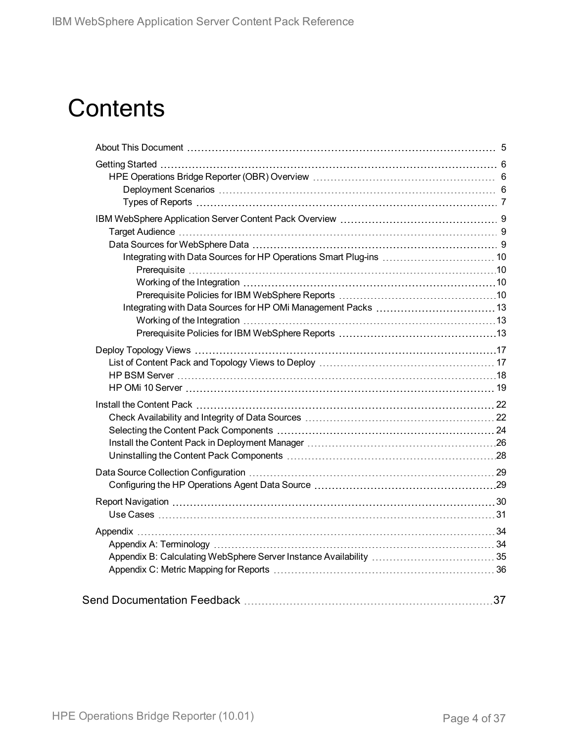# Contents

- About This Document ..... 5
- Getting Started ..... 6
  - HPE Operations Bridge Reporter (OBR) Overview ..... 6
    - Deployment Scenarios ..... 6
    - Types of Reports ..... 7
- IBM WebSphere Application Server Content Pack Overview ..... 9
  - Target Audience ..... 9
  - Data Sources for WebSphere Data ..... 9
    - Integrating with Data Sources for HP Operations Smart Plug-ins ..... 10
      - Prerequisite ..... 10
      - Working of the Integration ..... 10
      - Prerequisite Policies for IBM WebSphere Reports ..... 10
    - Integrating with Data Sources for HP OMi Management Packs ..... 13
      - Working of the Integration ..... 13
      - Prerequisite Policies for IBM WebSphere Reports ..... 13
- Deploy Topology Views ..... 17
  - List of Content Pack and Topology Views to Deploy ..... 17
  - HP BSM Server ..... 18
  - HP OMi 10 Server ..... 19
- Install the Content Pack ..... 22
  - Check Availability and Integrity of Data Sources ..... 22
  - Selecting the Content Pack Components ..... 24
  - Install the Content Pack in Deployment Manager ..... 26
  - Uninstalling the Content Pack Components ..... 28
- Data Source Collection Configuration ..... 29
  - Configuring the HP Operations Agent Data Source ..... 29
- Report Navigation ..... 30
  - Use Cases ..... 31
- Appendix ..... 34
  - Appendix A: Terminology ..... 34
  - Appendix B: Calculating WebSphere Server Instance Availability ..... 35
  - Appendix C: Metric Mapping for Reports ..... 36

Send Documentation Feedback ..... 37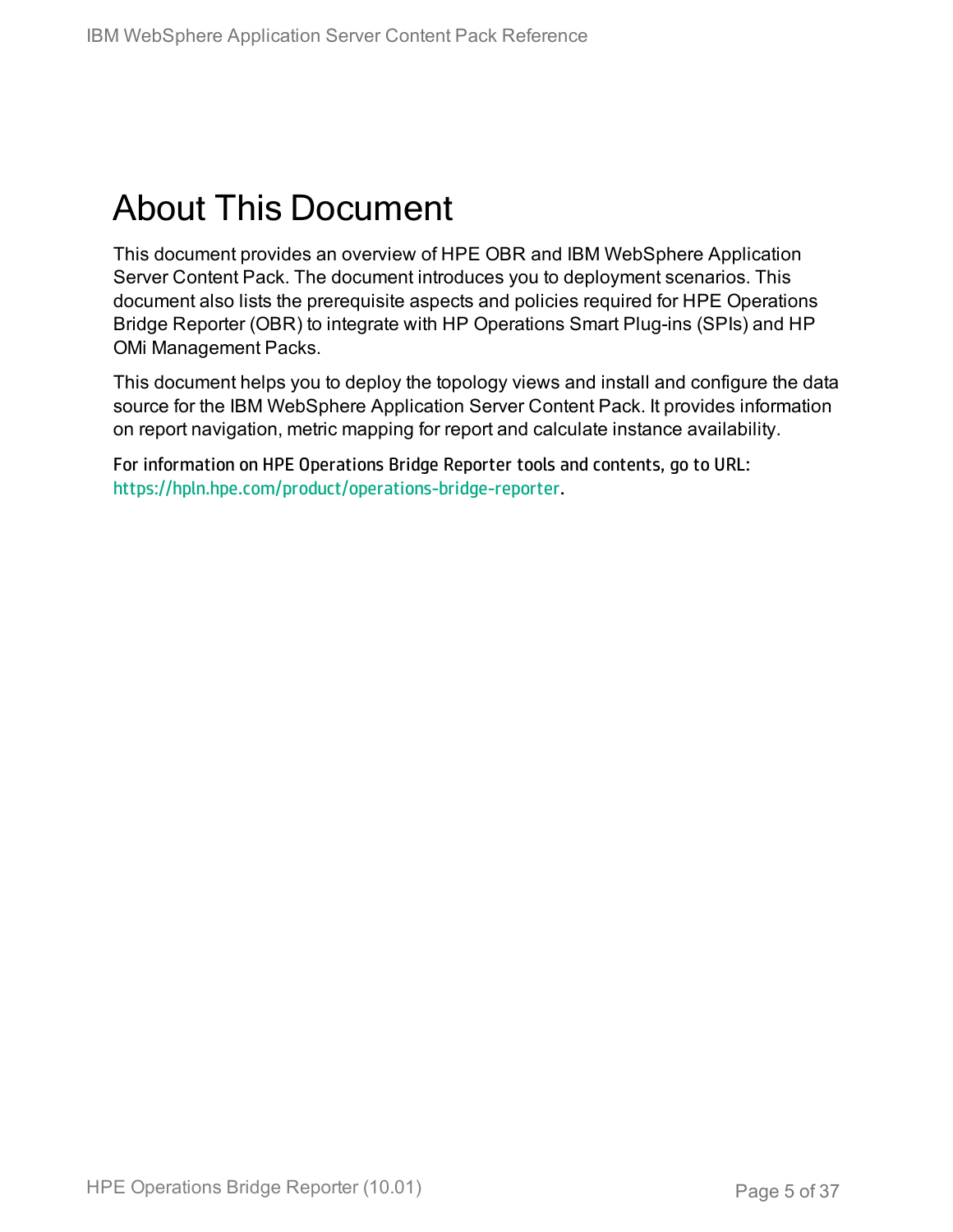# About This Document

This document provides an overview of HPE OBR and IBM WebSphere Application Server Content Pack. The document introduces you to deployment scenarios. This document also lists the prerequisite aspects and policies required for HPE Operations Bridge Reporter (OBR) to integrate with HP Operations Smart Plug-ins (SPIs) and HP OMi Management Packs.

This document helps you to deploy the topology views and install and configure the data source for the IBM WebSphere Application Server Content Pack. It provides information on report navigation, metric mapping for report and calculate instance availability.

For information on HPE Operations Bridge Reporter tools and contents, go to URL: https://hpln.hpe.com/product/operations-bridge-reporter.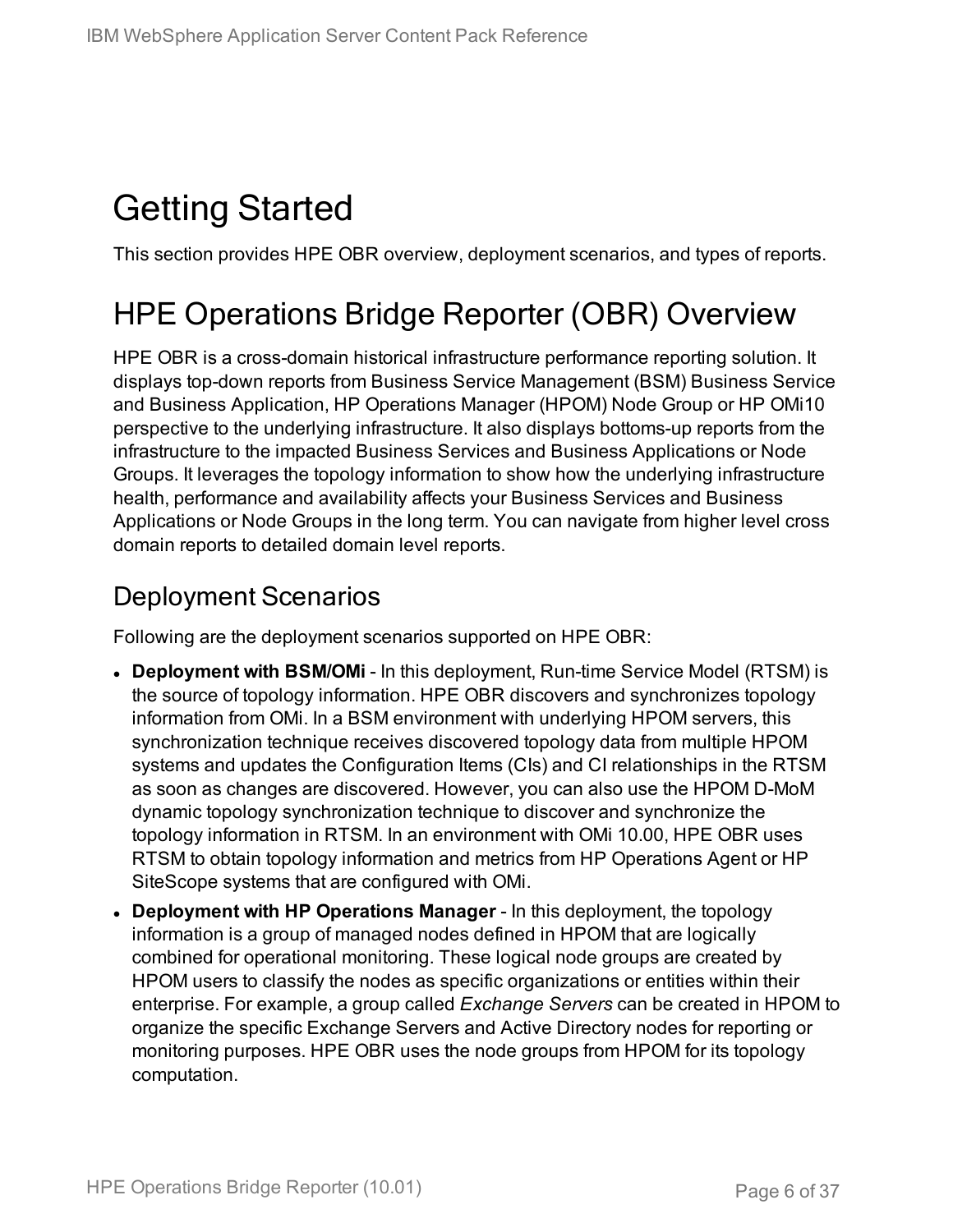# Getting Started

This section provides HPE OBR overview, deployment scenarios, and types of reports.

# HPE Operations Bridge Reporter (OBR) Overview

HPE OBR is a cross-domain historical infrastructure performance reporting solution. It displays top-down reports from Business Service Management (BSM) Business Service and Business Application, HP Operations Manager (HPOM) Node Group or HP OMi10 perspective to the underlying infrastructure. It also displays bottoms-up reports from the infrastructure to the impacted Business Services and Business Applications or Node Groups. It leverages the topology information to show how the underlying infrastructure health, performance and availability affects your Business Services and Business Applications or Node Groups in the long term. You can navigate from higher level cross domain reports to detailed domain level reports.

## Deployment Scenarios

Following are the deployment scenarios supported on HPE OBR:

- **Deployment with BSM/OMi** - In this deployment, Run-time Service Model (RTSM) is the source of topology information. HPE OBR discovers and synchronizes topology information from OMi. In a BSM environment with underlying HPOM servers, this synchronization technique receives discovered topology data from multiple HPOM systems and updates the Configuration Items (CIs) and CI relationships in the RTSM as soon as changes are discovered. However, you can also use the HPOM D-MoM dynamic topology synchronization technique to discover and synchronize the topology information in RTSM. In an environment with OMi 10.00, HPE OBR uses RTSM to obtain topology information and metrics from HP Operations Agent or HP SiteScope systems that are configured with OMi.
- **Deployment with HP Operations Manager** - In this deployment, the topology information is a group of managed nodes defined in HPOM that are logically combined for operational monitoring. These logical node groups are created by HPOM users to classify the nodes as specific organizations or entities within their enterprise. For example, a group called *Exchange Servers* can be created in HPOM to organize the specific Exchange Servers and Active Directory nodes for reporting or monitoring purposes. HPE OBR uses the node groups from HPOM for its topology computation.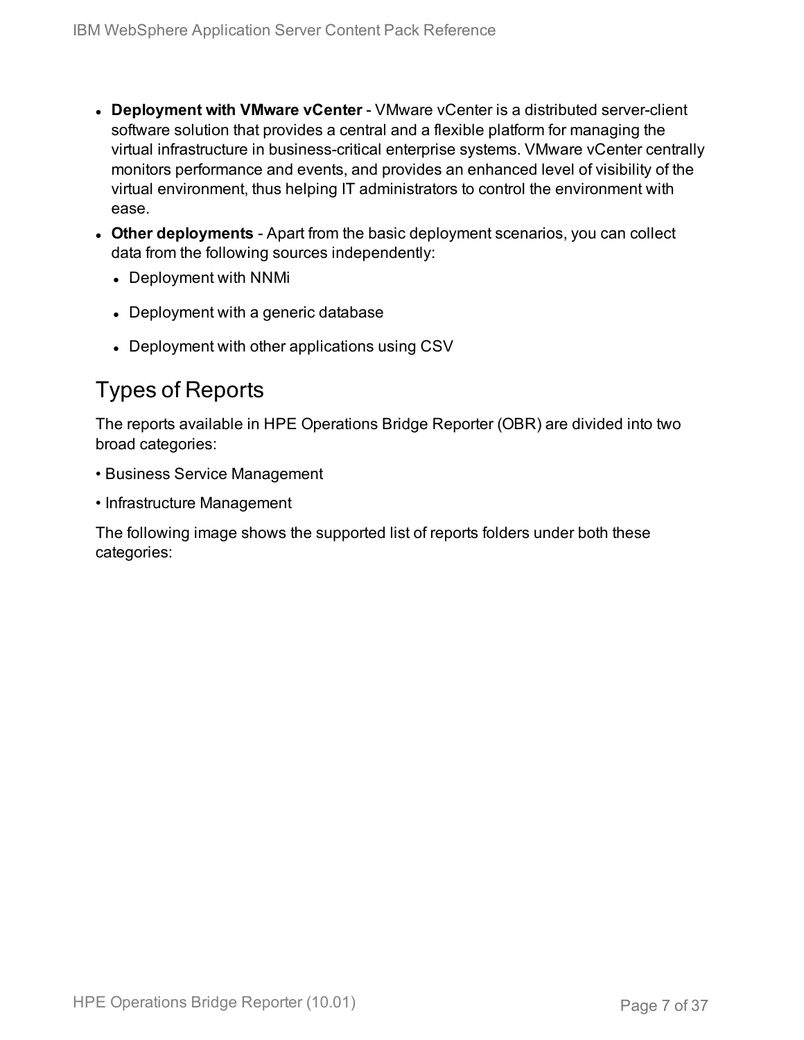- **Deployment with VMware vCenter** - VMware vCenter is a distributed server-client software solution that provides a central and a flexible platform for managing the virtual infrastructure in business-critical enterprise systems. VMware vCenter centrally monitors performance and events, and provides an enhanced level of visibility of the virtual environment, thus helping IT administrators to control the environment with ease.
- **Other deployments** - Apart from the basic deployment scenarios, you can collect data from the following sources independently:
  - Deployment with NNMi
  - Deployment with a generic database
  - Deployment with other applications using CSV

## Types of Reports

The reports available in HPE Operations Bridge Reporter (OBR) are divided into two broad categories:

• Business Service Management

• Infrastructure Management

The following image shows the supported list of reports folders under both these categories: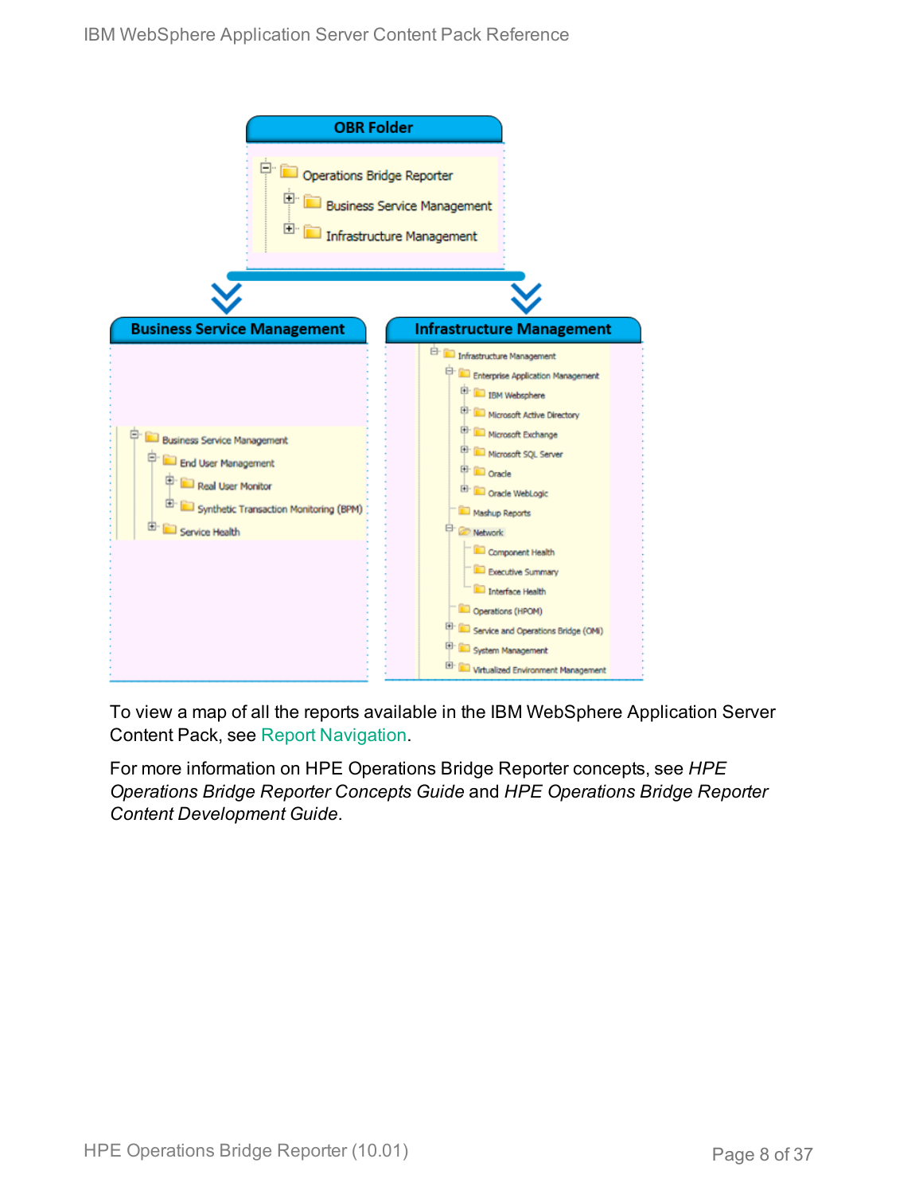To view a map of all the reports available in the IBM WebSphere Application Server Content Pack, see Report Navigation.

For more information on HPE Operations Bridge Reporter concepts, see *HPE Operations Bridge Reporter Concepts Guide* and *HPE Operations Bridge Reporter Content Development Guide*.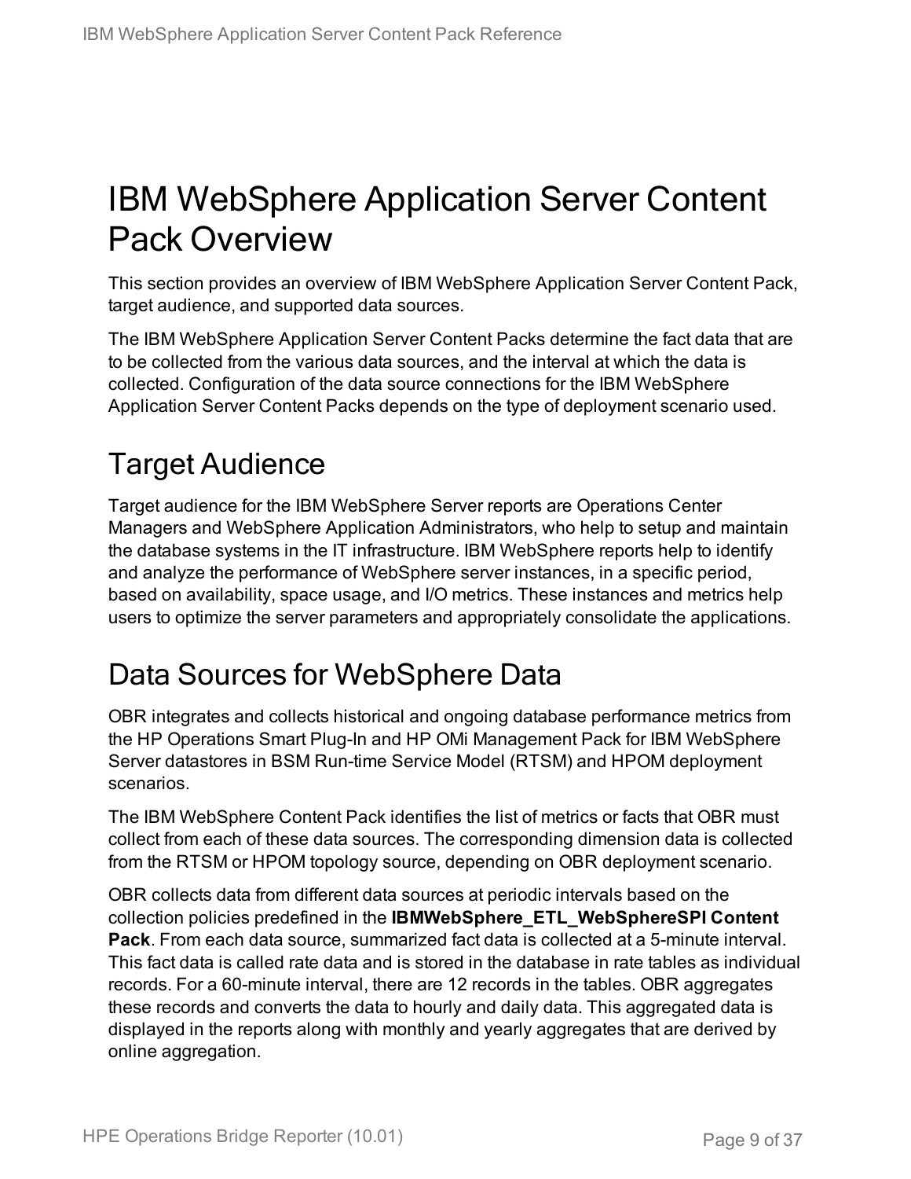# IBM WebSphere Application Server Content Pack Overview

This section provides an overview of IBM WebSphere Application Server Content Pack, target audience, and supported data sources.

The IBM WebSphere Application Server Content Packs determine the fact data that are to be collected from the various data sources, and the interval at which the data is collected. Configuration of the data source connections for the IBM WebSphere Application Server Content Packs depends on the type of deployment scenario used.

## Target Audience

Target audience for the IBM WebSphere Server reports are Operations Center Managers and WebSphere Application Administrators, who help to setup and maintain the database systems in the IT infrastructure. IBM WebSphere reports help to identify and analyze the performance of WebSphere server instances, in a specific period, based on availability, space usage, and I/O metrics. These instances and metrics help users to optimize the server parameters and appropriately consolidate the applications.

## Data Sources for WebSphere Data

OBR integrates and collects historical and ongoing database performance metrics from the HP Operations Smart Plug-In and HP OMi Management Pack for IBM WebSphere Server datastores in BSM Run-time Service Model (RTSM) and HPOM deployment scenarios.

The IBM WebSphere Content Pack identifies the list of metrics or facts that OBR must collect from each of these data sources. The corresponding dimension data is collected from the RTSM or HPOM topology source, depending on OBR deployment scenario.

OBR collects data from different data sources at periodic intervals based on the collection policies predefined in the **IBMWebSphere_ETL_WebSphereSPI Content Pack**. From each data source, summarized fact data is collected at a 5-minute interval. This fact data is called rate data and is stored in the database in rate tables as individual records. For a 60-minute interval, there are 12 records in the tables. OBR aggregates these records and converts the data to hourly and daily data. This aggregated data is displayed in the reports along with monthly and yearly aggregates that are derived by online aggregation.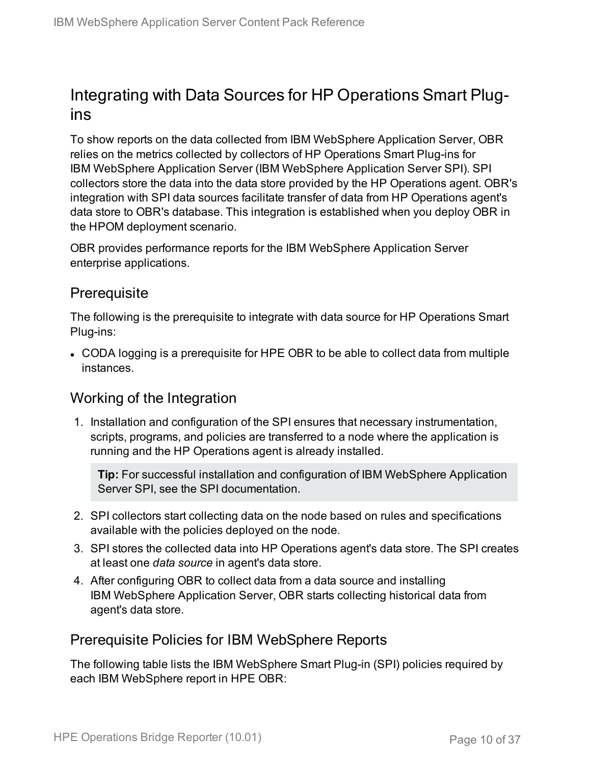## Integrating with Data Sources for HP Operations Smart Plug-ins

To show reports on the data collected from IBM WebSphere Application Server, OBR relies on the metrics collected by collectors of HP Operations Smart Plug-ins for IBM WebSphere Application Server (IBM WebSphere Application Server SPI). SPI collectors store the data into the data store provided by the HP Operations agent. OBR's integration with SPI data sources facilitate transfer of data from HP Operations agent's data store to OBR's database. This integration is established when you deploy OBR in the HPOM deployment scenario.

OBR provides performance reports for the IBM WebSphere Application Server enterprise applications.

### Prerequisite

The following is the prerequisite to integrate with data source for HP Operations Smart Plug-ins:

- CODA logging is a prerequisite for HPE OBR to be able to collect data from multiple instances.

### Working of the Integration

1. Installation and configuration of the SPI ensures that necessary instrumentation, scripts, programs, and policies are transferred to a node where the application is running and the HP Operations agent is already installed.

   > **Tip:** For successful installation and configuration of IBM WebSphere Application Server SPI, see the SPI documentation.

2. SPI collectors start collecting data on the node based on rules and specifications available with the policies deployed on the node.
3. SPI stores the collected data into HP Operations agent's data store. The SPI creates at least one *data source* in agent's data store.
4. After configuring OBR to collect data from a data source and installing IBM WebSphere Application Server, OBR starts collecting historical data from agent's data store.

### Prerequisite Policies for IBM WebSphere Reports

The following table lists the IBM WebSphere Smart Plug-in (SPI) policies required by each IBM WebSphere report in HPE OBR: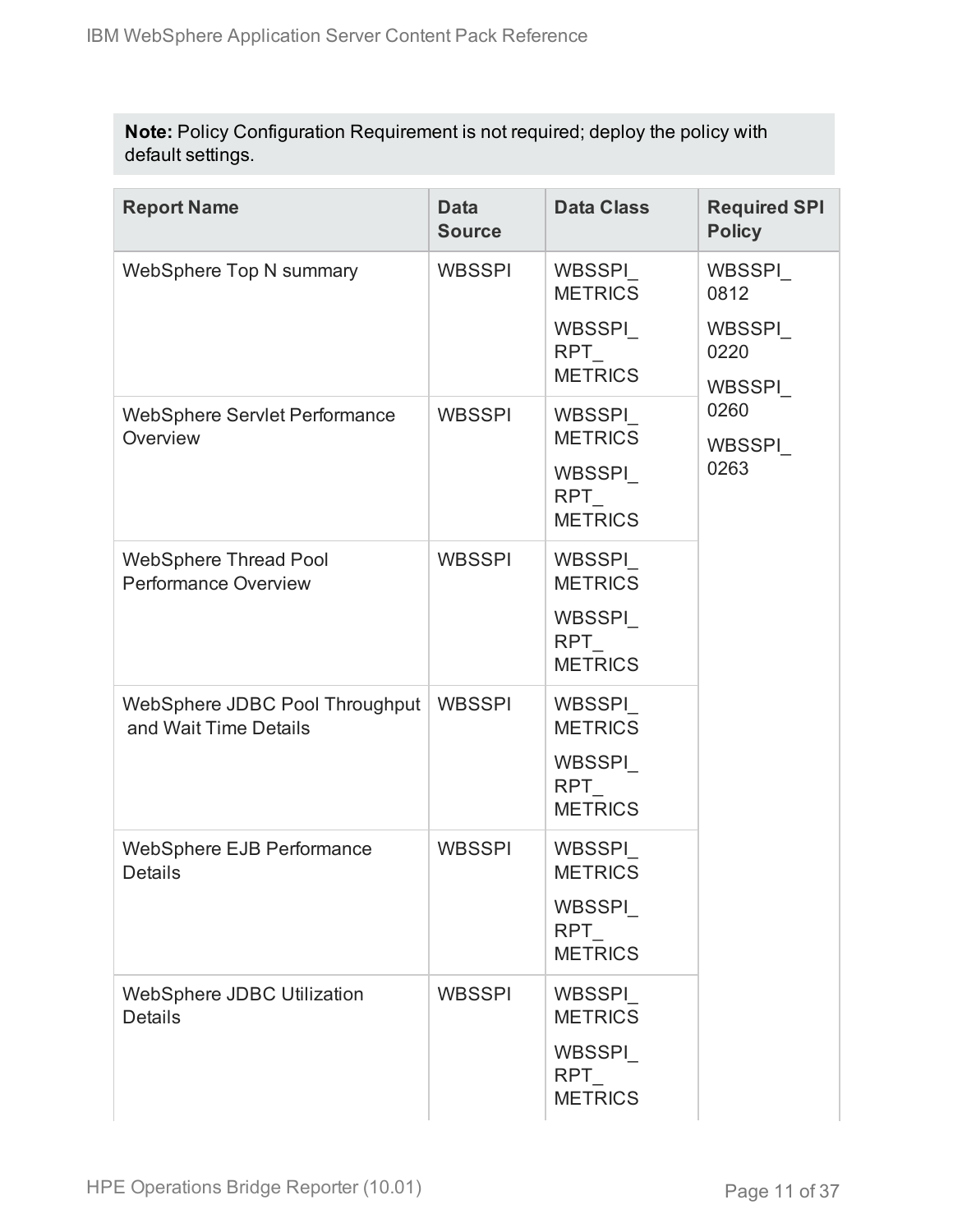**Note:** Policy Configuration Requirement is not required; deploy the policy with default settings.

| Report Name | Data Source | Data Class | Required SPI Policy |
|---|---|---|---|
| WebSphere Top N summary | WBSSPI | WBSSPI_METRICS<br>WBSSPI_RPT_METRICS | WBSSPI_0812<br>WBSSPI_0220<br>WBSSPI_0260<br>WBSSPI_0263 |
| WebSphere Servlet Performance Overview | WBSSPI | WBSSPI_METRICS<br>WBSSPI_RPT_METRICS | |
| WebSphere Thread Pool Performance Overview | WBSSPI | WBSSPI_METRICS<br>WBSSPI_RPT_METRICS | |
| WebSphere JDBC Pool Throughput and Wait Time Details | WBSSPI | WBSSPI_METRICS<br>WBSSPI_RPT_METRICS | |
| WebSphere EJB Performance Details | WBSSPI | WBSSPI_METRICS<br>WBSSPI_RPT_METRICS | |
| WebSphere JDBC Utilization Details | WBSSPI | WBSSPI_METRICS<br>WBSSPI_RPT_METRICS | |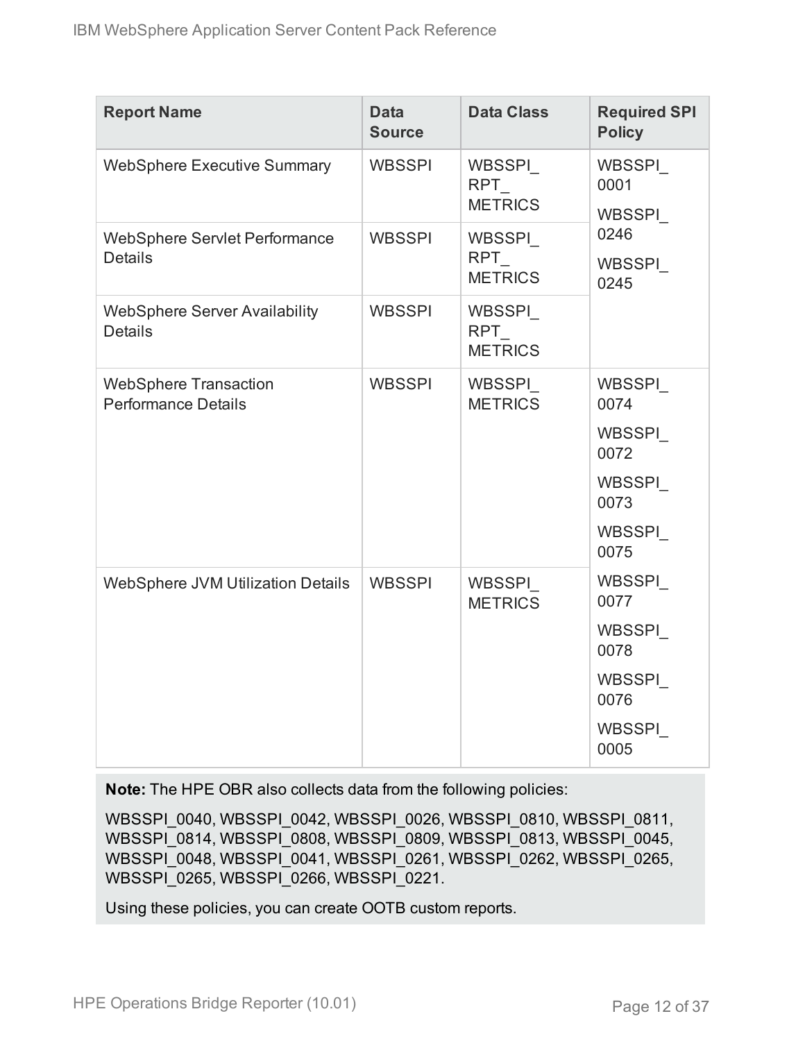| Report Name | Data Source | Data Class | Required SPI Policy |
| --- | --- | --- | --- |
| WebSphere Executive Summary | WBSSPI | WBSSPI_RPT_METRICS | WBSSPI_0001<br>WBSSPI_0246<br>WBSSPI_0245 |
| WebSphere Servlet Performance Details | WBSSPI | WBSSPI_RPT_METRICS | |
| WebSphere Server Availability Details | WBSSPI | WBSSPI_RPT_METRICS | |
| WebSphere Transaction Performance Details | WBSSPI | WBSSPI_METRICS | WBSSPI_0074<br>WBSSPI_0072<br>WBSSPI_0073<br>WBSSPI_0075<br>WBSSPI_0077<br>WBSSPI_0078<br>WBSSPI_0076<br>WBSSPI_0005 |
| WebSphere JVM Utilization Details | WBSSPI | WBSSPI_METRICS | |

**Note:** The HPE OBR also collects data from the following policies:

WBSSPI_0040, WBSSPI_0042, WBSSPI_0026, WBSSPI_0810, WBSSPI_0811, WBSSPI_0814, WBSSPI_0808, WBSSPI_0809, WBSSPI_0813, WBSSPI_0045, WBSSPI_0048, WBSSPI_0041, WBSSPI_0261, WBSSPI_0262, WBSSPI_0265, WBSSPI_0265, WBSSPI_0266, WBSSPI_0221.

Using these policies, you can create OOTB custom reports.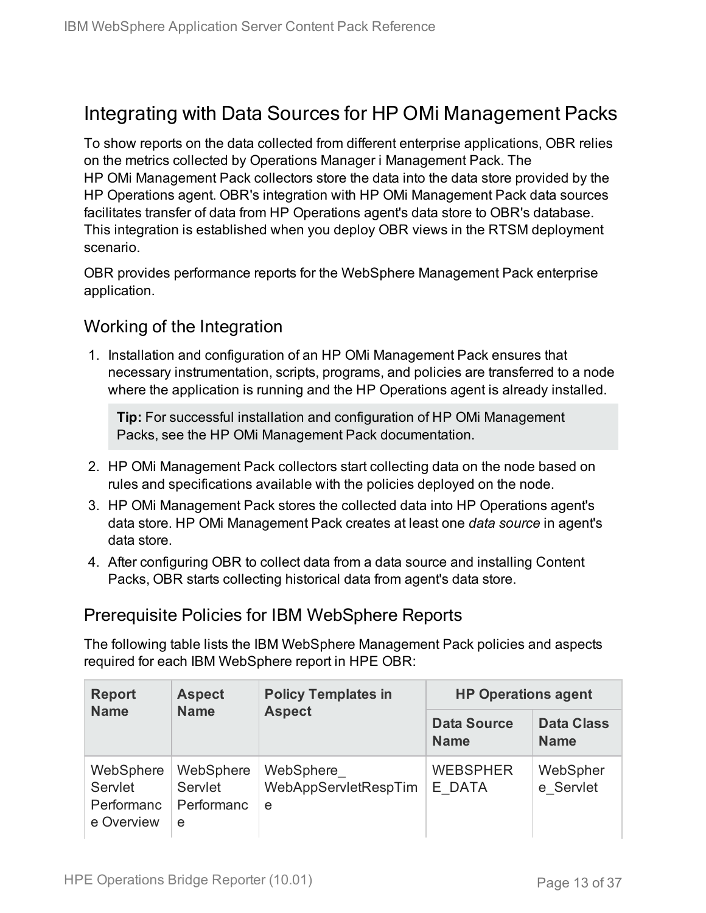## Integrating with Data Sources for HP OMi Management Packs

To show reports on the data collected from different enterprise applications, OBR relies on the metrics collected by Operations Manager i Management Pack. The HP OMi Management Pack collectors store the data into the data store provided by the HP Operations agent. OBR's integration with HP OMi Management Pack data sources facilitates transfer of data from HP Operations agent's data store to OBR's database. This integration is established when you deploy OBR views in the RTSM deployment scenario.

OBR provides performance reports for the WebSphere Management Pack enterprise application.

### Working of the Integration

1. Installation and configuration of an HP OMi Management Pack ensures that necessary instrumentation, scripts, programs, and policies are transferred to a node where the application is running and the HP Operations agent is already installed.

   **Tip:** For successful installation and configuration of HP OMi Management Packs, see the HP OMi Management Pack documentation.

2. HP OMi Management Pack collectors start collecting data on the node based on rules and specifications available with the policies deployed on the node.
3. HP OMi Management Pack stores the collected data into HP Operations agent's data store. HP OMi Management Pack creates at least one *data source* in agent's data store.
4. After configuring OBR to collect data from a data source and installing Content Packs, OBR starts collecting historical data from agent's data store.

### Prerequisite Policies for IBM WebSphere Reports

The following table lists the IBM WebSphere Management Pack policies and aspects required for each IBM WebSphere report in HPE OBR:

| Report Name | Aspect Name | Policy Templates in Aspect | HP Operations agent | |
|---|---|---|---|---|
| | | | Data Source Name | Data Class Name |
| WebSphere Servlet Performance Overview | WebSphere Servlet Performance | WebSphere_ WebAppServletRespTime | WEBSPHERE_DATA | WebSphere_Servlet |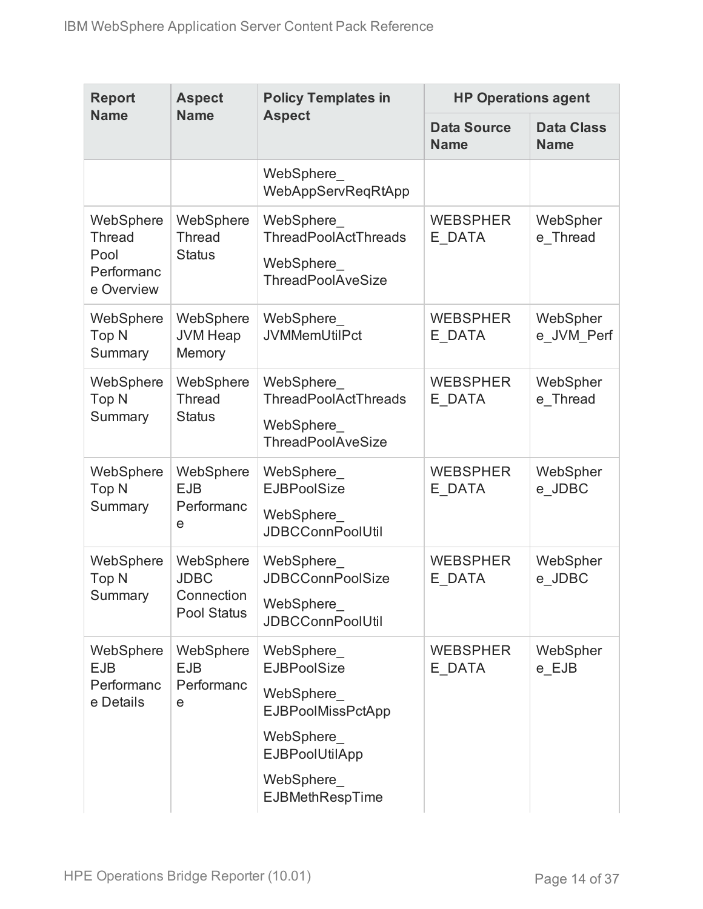| Report Name | Aspect Name | Policy Templates in Aspect | HP Operations agent | |
|---|---|---|---|---|
| | | | Data Source Name | Data Class Name |
| | | WebSphere_WebAppServReqRtApp | | |
| WebSphere Thread Pool Performance Overview | WebSphere Thread Status | WebSphere_ThreadPoolActThreads<br>WebSphere_ThreadPoolAveSize | WEBSPHERE_DATA | WebSphere_Thread |
| WebSphere Top N Summary | WebSphere JVM Heap Memory | WebSphere_JVMMemUtilPct | WEBSPHERE_DATA | WebSphere_JVM_Perf |
| WebSphere Top N Summary | WebSphere Thread Status | WebSphere_ThreadPoolActThreads<br>WebSphere_ThreadPoolAveSize | WEBSPHERE_DATA | WebSphere_Thread |
| WebSphere Top N Summary | WebSphere EJB Performance | WebSphere_EJBPoolSize<br>WebSphere_JDBCConnPoolUtil | WEBSPHERE_DATA | WebSphere_JDBC |
| WebSphere Top N Summary | WebSphere JDBC Connection Pool Status | WebSphere_JDBCConnPoolSize<br>WebSphere_JDBCConnPoolUtil | WEBSPHERE_DATA | WebSphere_JDBC |
| WebSphere EJB Performance Details | WebSphere EJB Performance | WebSphere_EJBPoolSize<br>WebSphere_EJBPoolMissPctApp<br>WebSphere_EJBPoolUtilApp<br>WebSphere_EJBMethRespTime | WEBSPHERE_DATA | WebSphere_EJB |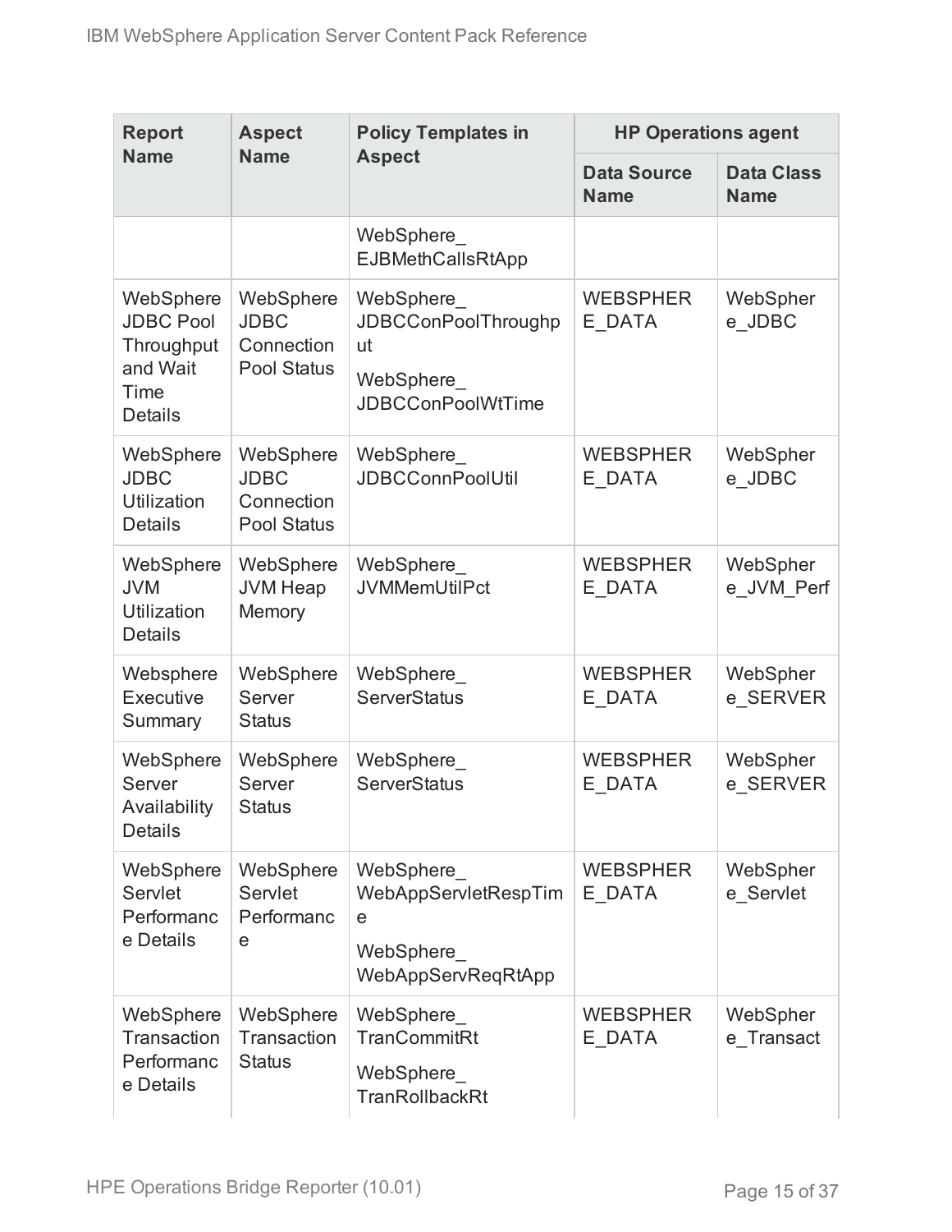| Report Name | Aspect Name | Policy Templates in Aspect | HP Operations agent | |
|---|---|---|---|---|
| | | | Data Source Name | Data Class Name |
| | | WebSphere_ EJBMethCallsRtApp | | |
| WebSphere JDBC Pool Throughput and Wait Time Details | WebSphere JDBC Connection Pool Status | WebSphere_ JDBCConPoolThroughput<br>WebSphere_ JDBCConPoolWtTime | WEBSPHERE_DATA | WebSphere_JDBC |
| WebSphere JDBC Utilization Details | WebSphere JDBC Connection Pool Status | WebSphere_ JDBCConnPoolUtil | WEBSPHERE_DATA | WebSphere_JDBC |
| WebSphere JVM Utilization Details | WebSphere JVM Heap Memory | WebSphere_ JVMMemUtilPct | WEBSPHERE_DATA | WebSphere_JVM_Perf |
| Websphere Executive Summary | WebSphere Server Status | WebSphere_ ServerStatus | WEBSPHERE_DATA | WebSphere_SERVER |
| WebSphere Server Availability Details | WebSphere Server Status | WebSphere_ ServerStatus | WEBSPHERE_DATA | WebSphere_SERVER |
| WebSphere Servlet Performance Details | WebSphere Servlet Performance | WebSphere_ WebAppServletRespTime<br>WebSphere_ WebAppServReqRtApp | WEBSPHERE_DATA | WebSphere_Servlet |
| WebSphere Transaction Performance Details | WebSphere Transaction Status | WebSphere_ TranCommitRt<br>WebSphere_ TranRollbackRt | WEBSPHERE_DATA | WebSphere_Transact |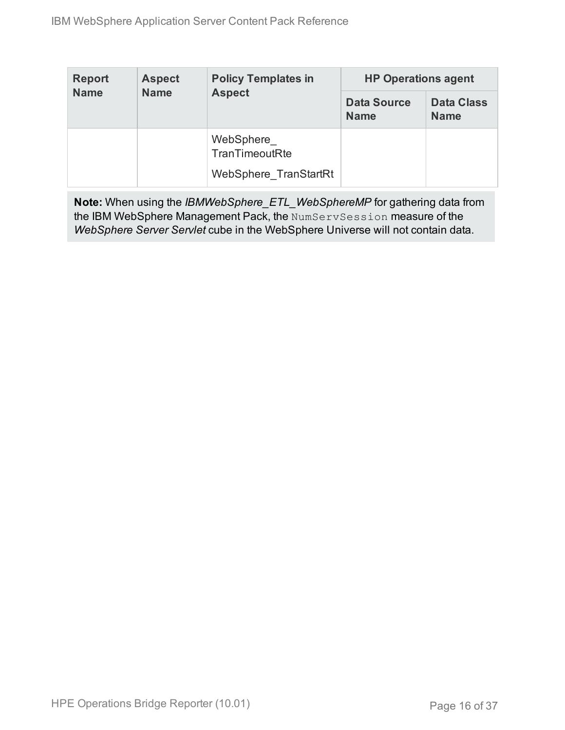| Report Name | Aspect Name | Policy Templates in Aspect | HP Operations agent | |
|---|---|---|---|---|
| | | | Data Source Name | Data Class Name |
| | | WebSphere_ TranTimeoutRte<br>WebSphere_TranStartRt | | |

**Note:** When using the *IBMWebSphere_ETL_WebSphereMP* for gathering data from the IBM WebSphere Management Pack, the `NumServSession` measure of the *WebSphere Server Servlet* cube in the WebSphere Universe will not contain data.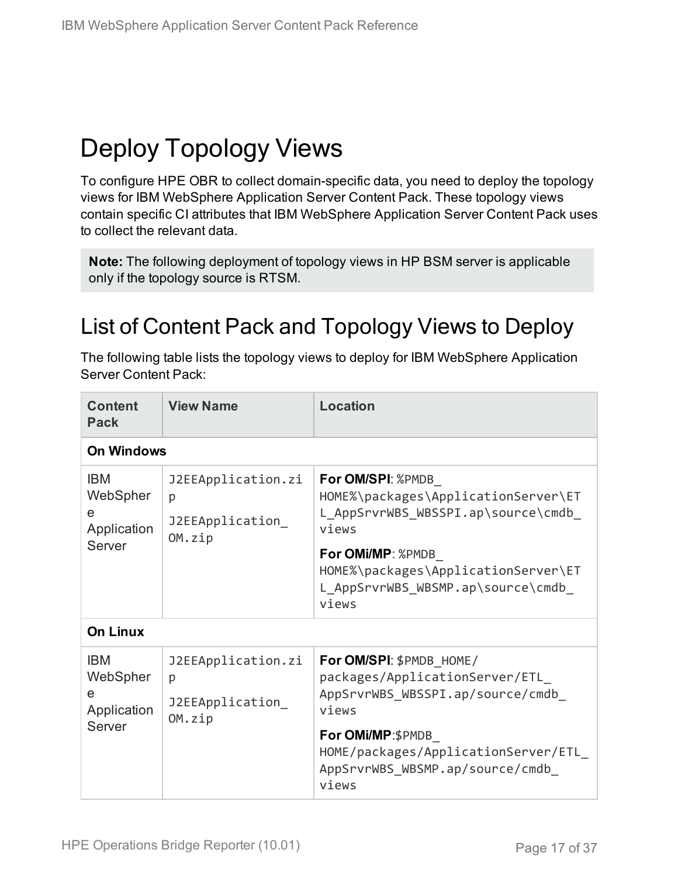# Deploy Topology Views

To configure HPE OBR to collect domain-specific data, you need to deploy the topology views for IBM WebSphere Application Server Content Pack. These topology views contain specific CI attributes that IBM WebSphere Application Server Content Pack uses to collect the relevant data.

> **Note:** The following deployment of topology views in HP BSM server is applicable only if the topology source is RTSM.

## List of Content Pack and Topology Views to Deploy

The following table lists the topology views to deploy for IBM WebSphere Application Server Content Pack:

| Content Pack | View Name | Location |
|---|---|---|
| **On Windows** | | |
| IBM WebSphere Application Server | `J2EEApplication.zip`<br>`J2EEApplication_OM.zip` | **For OM/SPI**: `%PMDB_HOME%\packages\ApplicationServer\ETL_AppSrvrWBS_WBSSPI.ap\source\cmdb_views`<br>**For OMi/MP**: `%PMDB_HOME%\packages\ApplicationServer\ETL_AppSrvrWBS_WBSMP.ap\source\cmdb_views` |
| **On Linux** | | |
| IBM WebSphere Application Server | `J2EEApplication.zip`<br>`J2EEApplication_OM.zip` | **For OM/SPI**: `$PMDB_HOME/packages/ApplicationServer/ETL_AppSrvrWBS_WBSSPI.ap/source/cmdb_views`<br>**For OMi/MP**:`$PMDB_HOME/packages/ApplicationServer/ETL_AppSrvrWBS_WBSMP.ap/source/cmdb_views` |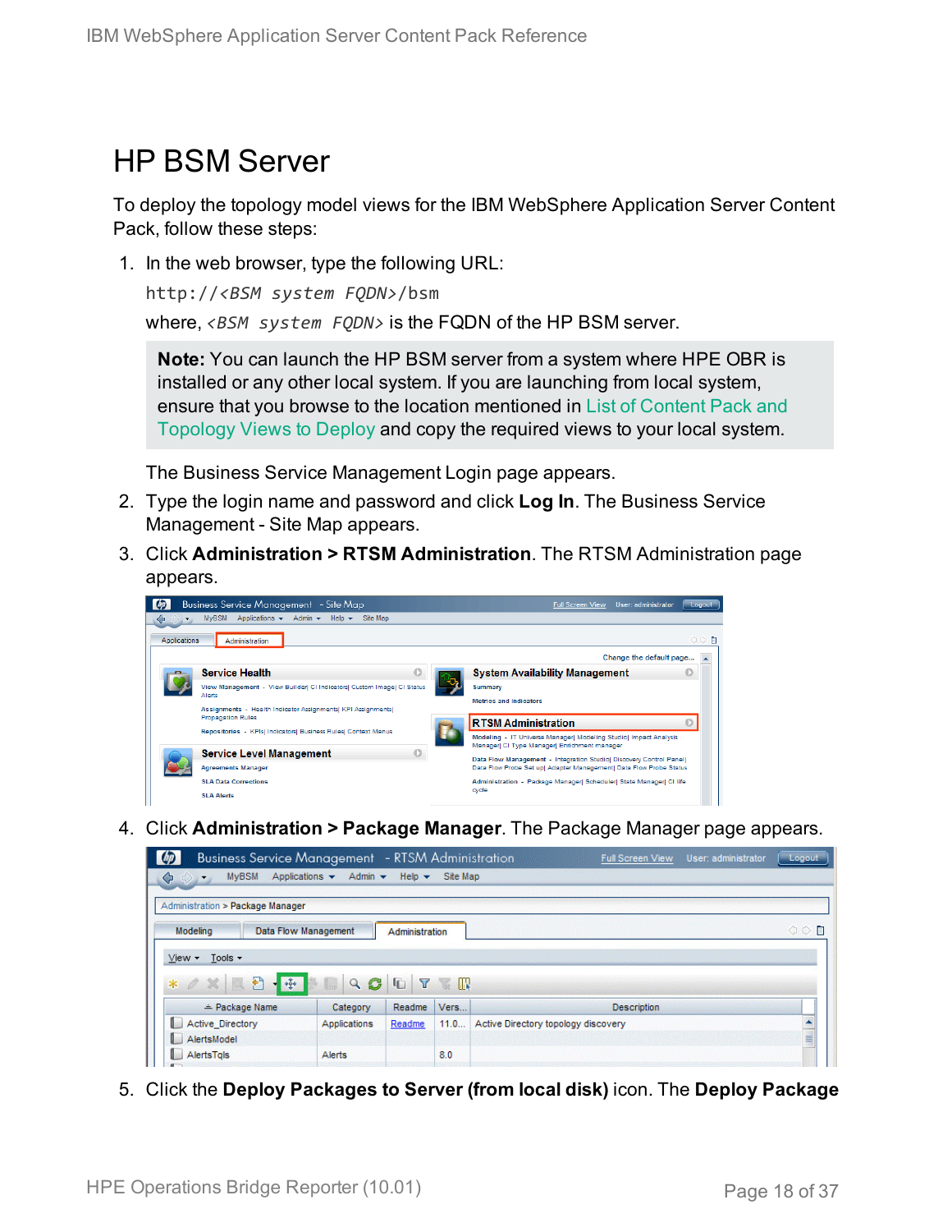# HP BSM Server

To deploy the topology model views for the IBM WebSphere Application Server Content Pack, follow these steps:

1. In the web browser, type the following URL:

   `http://<BSM system FQDN>/bsm`

   where, `<BSM system FQDN>` is the FQDN of the HP BSM server.

   > **Note:** You can launch the HP BSM server from a system where HPE OBR is installed or any other local system. If you are launching from local system, ensure that you browse to the location mentioned in List of Content Pack and Topology Views to Deploy and copy the required views to your local system.

   The Business Service Management Login page appears.

2. Type the login name and password and click **Log In**. The Business Service Management - Site Map appears.

3. Click **Administration > RTSM Administration**. The RTSM Administration page appears.

4. Click **Administration > Package Manager**. The Package Manager page appears.

5. Click the **Deploy Packages to Server (from local disk)** icon. The **Deploy Package**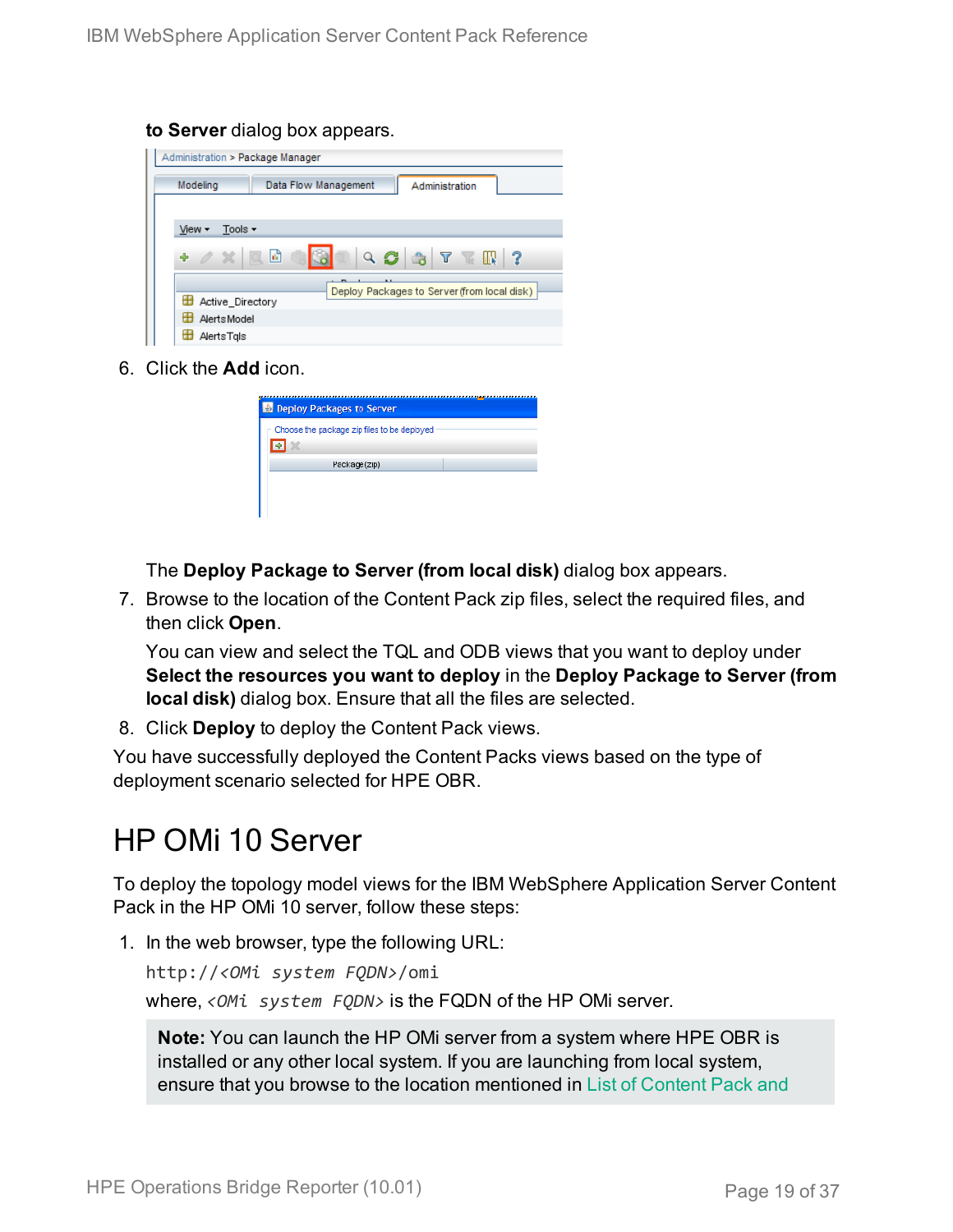**to Server** dialog box appears.

6. Click the **Add** icon.

   The **Deploy Package to Server (from local disk)** dialog box appears.

7. Browse to the location of the Content Pack zip files, select the required files, and then click **Open**.

   You can view and select the TQL and ODB views that you want to deploy under **Select the resources you want to deploy** in the **Deploy Package to Server (from local disk)** dialog box. Ensure that all the files are selected.

8. Click **Deploy** to deploy the Content Pack views.

You have successfully deployed the Content Packs views based on the type of deployment scenario selected for HPE OBR.

# HP OMi 10 Server

To deploy the topology model views for the IBM WebSphere Application Server Content Pack in the HP OMi 10 server, follow these steps:

1. In the web browser, type the following URL:

   `http://<OMi system FQDN>/omi`

   where, *<OMi system FQDN>* is the FQDN of the HP OMi server.

   > **Note:** You can launch the HP OMi server from a system where HPE OBR is installed or any other local system. If you are launching from local system, ensure that you browse to the location mentioned in List of Content Pack and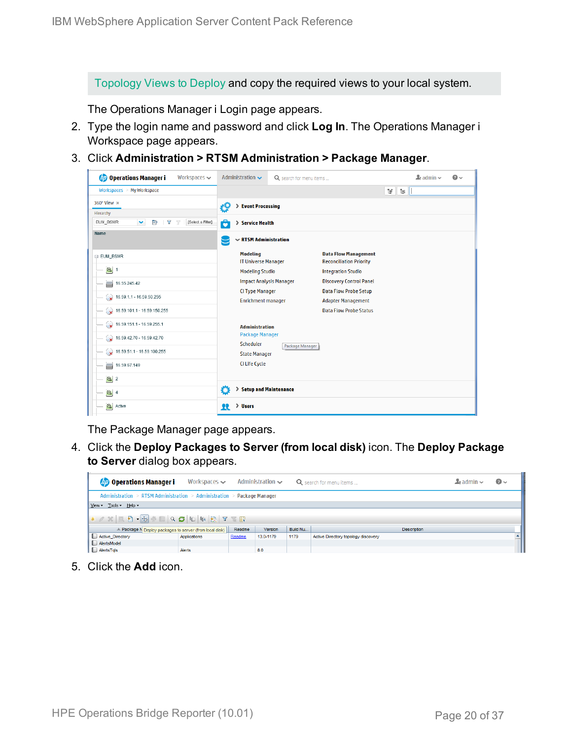Topology Views to Deploy and copy the required views to your local system.

The Operations Manager i Login page appears.

2. Type the login name and password and click **Log In**. The Operations Manager i Workspace page appears.
3. Click **Administration > RTSM Administration > Package Manager**.

   The Package Manager page appears.
4. Click the **Deploy Packages to Server (from local disk)** icon. The **Deploy Package to Server** dialog box appears.
5. Click the **Add** icon.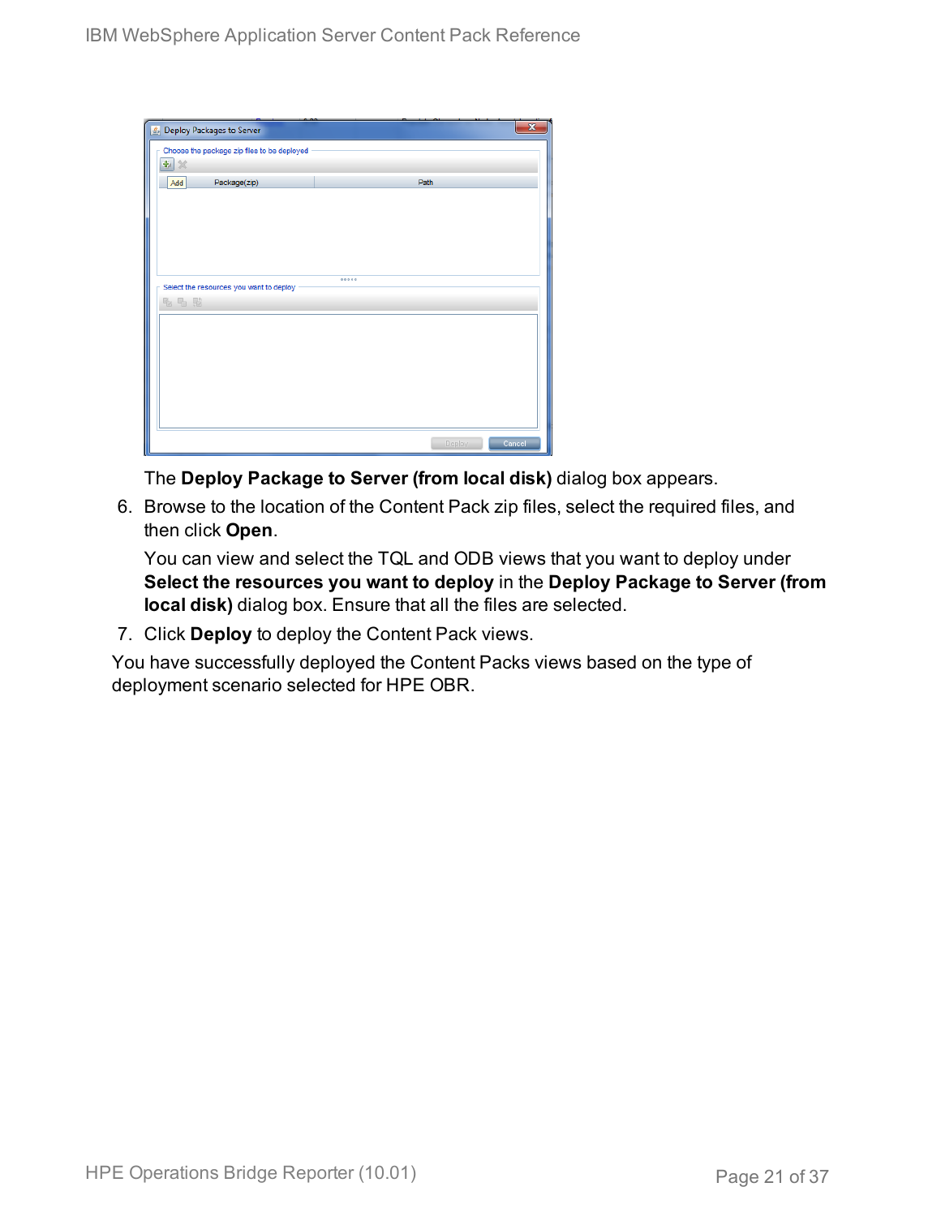The **Deploy Package to Server (from local disk)** dialog box appears.

6. Browse to the location of the Content Pack zip files, select the required files, and then click **Open**.

   You can view and select the TQL and ODB views that you want to deploy under **Select the resources you want to deploy** in the **Deploy Package to Server (from local disk)** dialog box. Ensure that all the files are selected.

7. Click **Deploy** to deploy the Content Pack views.

You have successfully deployed the Content Packs views based on the type of deployment scenario selected for HPE OBR.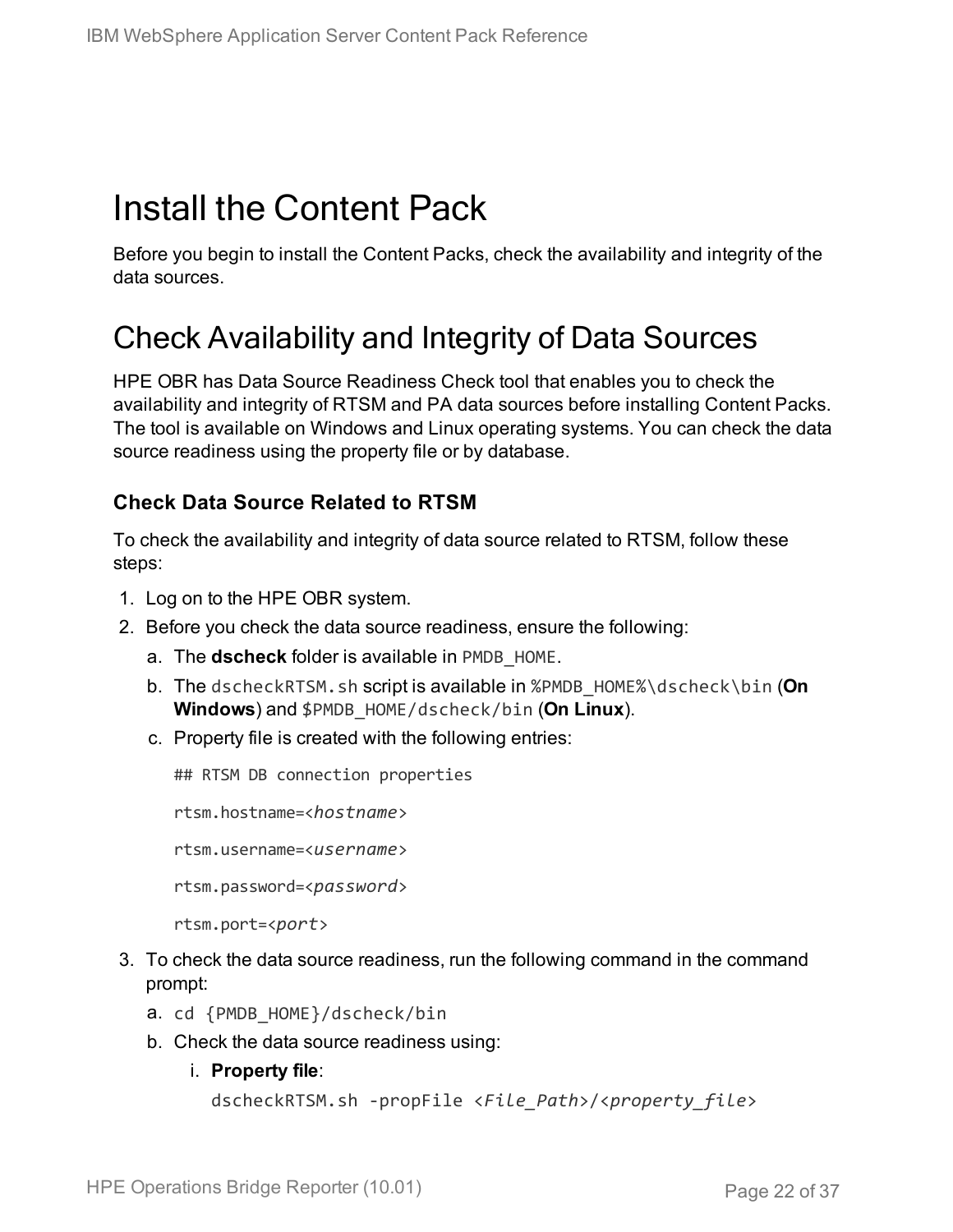# Install the Content Pack

Before you begin to install the Content Packs, check the availability and integrity of the data sources.

## Check Availability and Integrity of Data Sources

HPE OBR has Data Source Readiness Check tool that enables you to check the availability and integrity of RTSM and PA data sources before installing Content Packs. The tool is available on Windows and Linux operating systems. You can check the data source readiness using the property file or by database.

### Check Data Source Related to RTSM

To check the availability and integrity of data source related to RTSM, follow these steps:

1. Log on to the HPE OBR system.
2. Before you check the data source readiness, ensure the following:
   a. The **dscheck** folder is available in `PMDB_HOME`.
   b. The `dscheckRTSM.sh` script is available in `%PMDB_HOME%\dscheck\bin` (**On Windows**) and `$PMDB_HOME/dscheck/bin` (**On Linux**).
   c. Property file is created with the following entries:

   ```
   ## RTSM DB connection properties

   rtsm.hostname=<hostname>

   rtsm.username=<username>

   rtsm.password=<password>

   rtsm.port=<port>
   ```

3. To check the data source readiness, run the following command in the command prompt:
   a. `cd {PMDB_HOME}/dscheck/bin`
   b. Check the data source readiness using:
      i. **Property file**:

      ```
      dscheckRTSM.sh -propFile <File_Path>/<property_file>
      ```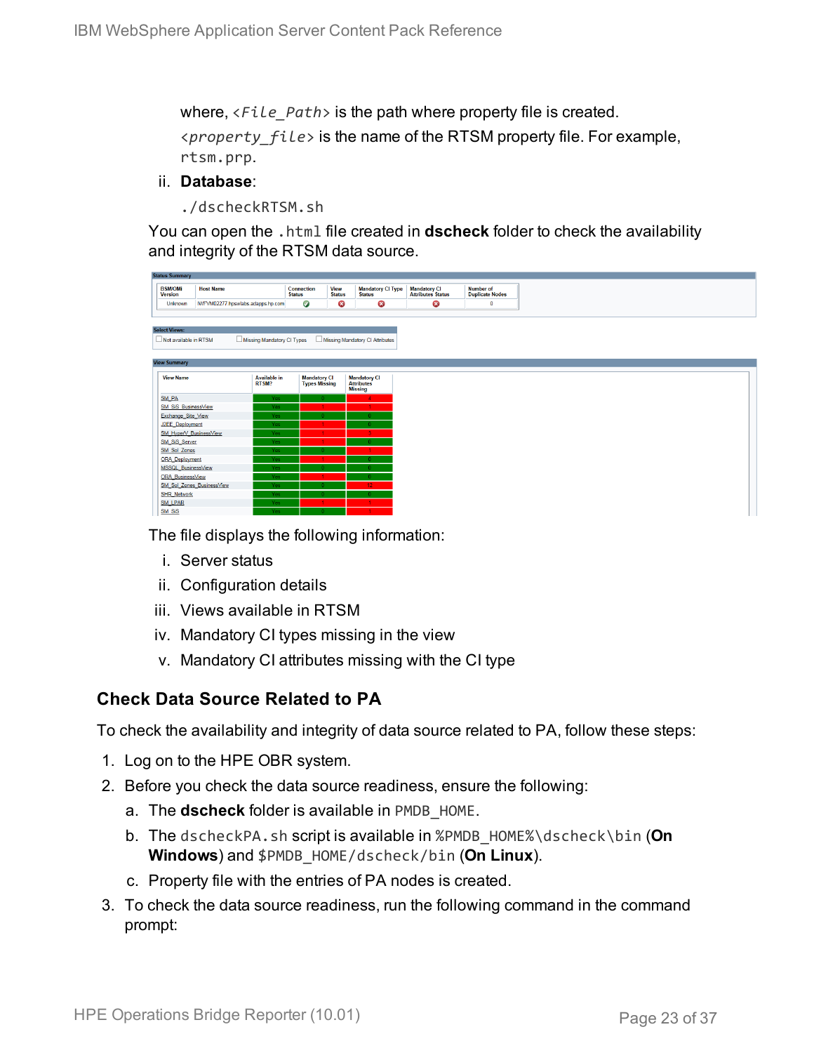where, *<File_Path>* is the path where property file is created.

*<property_file>* is the name of the RTSM property file. For example, `rtsm.prp`.

ii. **Database**:

```
./dscheckRTSM.sh
```

You can open the `.html` file created in **dscheck** folder to check the availability and integrity of the RTSM data source.

**Status Summary**

| BSM/OMi Version | Host Name | Connection Status | View Status | Mandatory CI Type Status | Mandatory CI Attributes Status | Number of Duplicate Nodes |
|---|---|---|---|---|---|---|
| Unknown | IWFVM02277.hpswlabs.adapps.hp.com | ✓ | ✗ | ✗ | ✗ | 0 |

**Select Views:**

☐ Not available in RTSM ☐ Missing Mandatory CI Types ☐ Missing Mandatory CI Attributes

**View Summary**

| View Name | Available in RTSM? | Mandatory CI Types Missing | Mandatory CI Attributes Missing |
|---|---|---|---|
| SM_PA | Yes | 0 | 4 |
| SM_SiS_BusinessView | Yes | 1 | 1 |
| Exchange_Site_View | Yes | 0 | 0 |
| J2EE_Deployment | Yes | 1 | 0 |
| SM_HyperV_BusinessView | Yes | 1 | 3 |
| SM_SiS_Server | Yes | 1 | 0 |
| SM_Sol_Zones | Yes | 0 | 1 |
| ORA_Deployment | Yes | 1 | 0 |
| MSSQL_BusinessView | Yes | 0 | 0 |
| ORA_BusinessView | Yes | 1 | 0 |
| SM_Sol_Zones_BusinessView | Yes | 0 | 12 |
| SHR_Network | Yes | 0 | 0 |
| SM_LPAR | Yes | 1 | 1 |
| SM_SiS | Yes | 0 | 1 |

The file displays the following information:

i. Server status
ii. Configuration details
iii. Views available in RTSM
iv. Mandatory CI types missing in the view
v. Mandatory CI attributes missing with the CI type

### Check Data Source Related to PA

To check the availability and integrity of data source related to PA, follow these steps:

1. Log on to the HPE OBR system.
2. Before you check the data source readiness, ensure the following:
   a. The **dscheck** folder is available in `PMDB_HOME`.
   b. The `dscheckPA.sh` script is available in `%PMDB_HOME%\dscheck\bin` (**On Windows**) and `$PMDB_HOME/dscheck/bin` (**On Linux**).
   c. Property file with the entries of PA nodes is created.
3. To check the data source readiness, run the following command in the command prompt: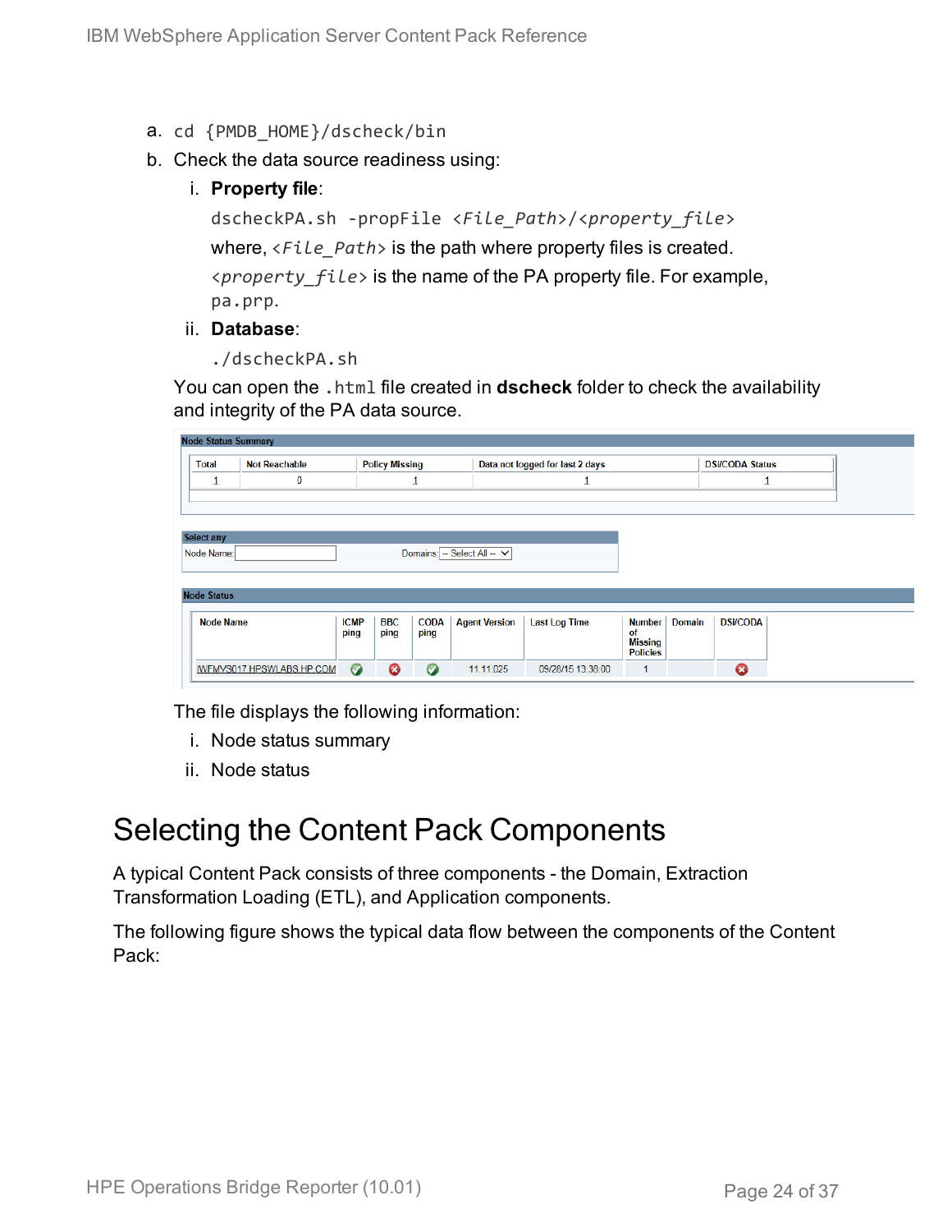a. `cd {PMDB_HOME}/dscheck/bin`

b. Check the data source readiness using:

   i. **Property file**:

      `dscheckPA.sh -propFile <File_Path>/<property_file>`

      where, `<File_Path>` is the path where property files is created.

      `<property_file>` is the name of the PA property file. For example, `pa.prp`.

   ii. **Database**:

      `./dscheckPA.sh`

   You can open the `.html` file created in **dscheck** folder to check the availability and integrity of the PA data source.

**Node Status Summary**

| Total | Not Reachable | Policy Missing | Data not logged for last 2 days | DSI/CODA Status |
|---|---|---|---|---|
| 1 | 0 | 1 | 1 | 1 |

**Select any**

Node Name: | Domains: -- Select All --

**Node Status**

| Node Name | ICMP ping | BBC ping | CODA ping | Agent Version | Last Log Time | Number of Missing Policies | Domain | DSI/CODA |
|---|---|---|---|---|---|---|---|---|
| IWFMVS017.HPSWLABS.HP.COM | ✓ | ✗ | ✓ | 11.11.025 | 09/26/15 13:38:00 | 1 | | ✗ |

   The file displays the following information:

   i. Node status summary

   ii. Node status

# Selecting the Content Pack Components

A typical Content Pack consists of three components - the Domain, Extraction Transformation Loading (ETL), and Application components.

The following figure shows the typical data flow between the components of the Content Pack: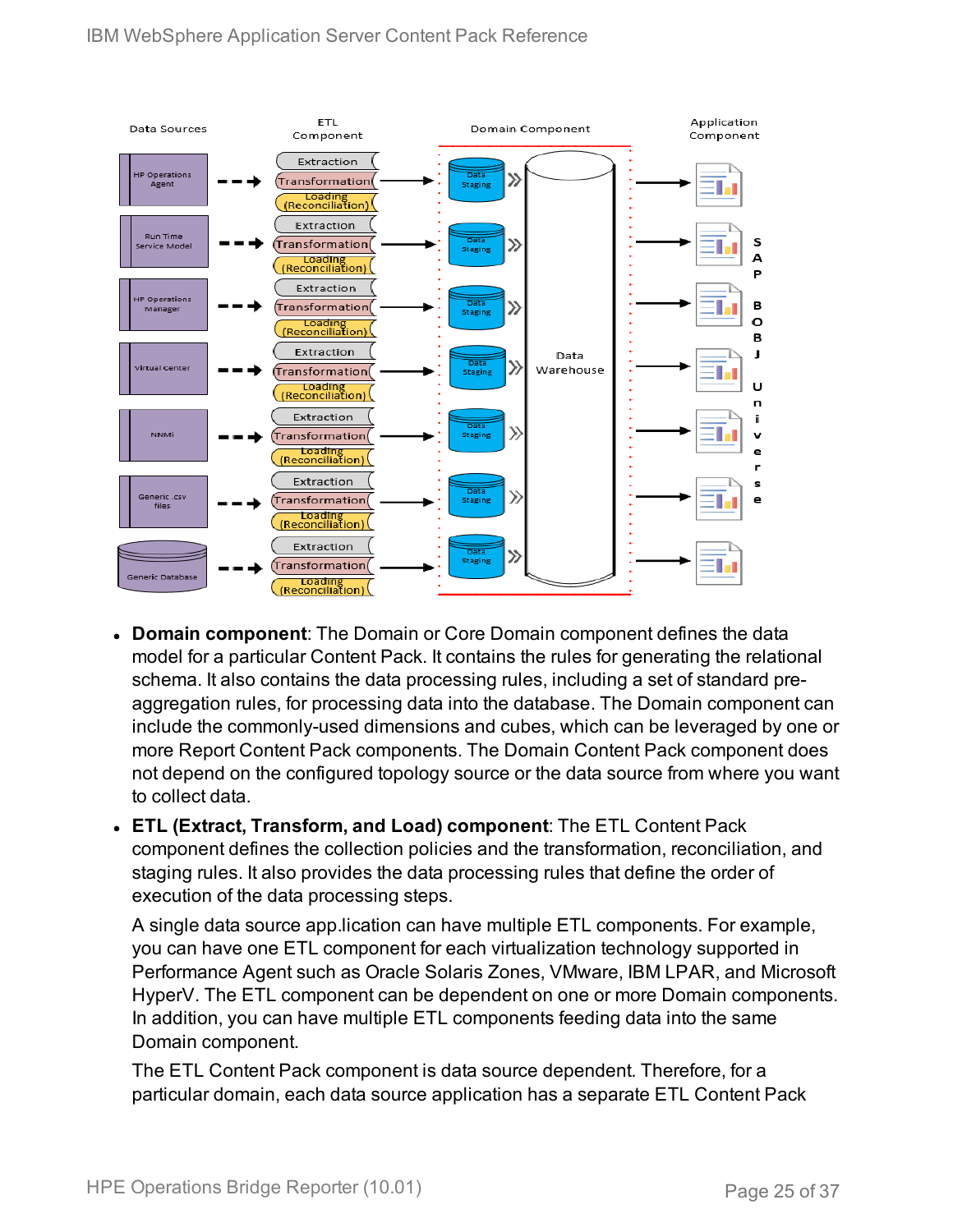- **Domain component**: The Domain or Core Domain component defines the data model for a particular Content Pack. It contains the rules for generating the relational schema. It also contains the data processing rules, including a set of standard pre-aggregation rules, for processing data into the database. The Domain component can include the commonly-used dimensions and cubes, which can be leveraged by one or more Report Content Pack components. The Domain Content Pack component does not depend on the configured topology source or the data source from where you want to collect data.
- **ETL (Extract, Transform, and Load) component**: The ETL Content Pack component defines the collection policies and the transformation, reconciliation, and staging rules. It also provides the data processing rules that define the order of execution of the data processing steps.

  A single data source app.lication can have multiple ETL components. For example, you can have one ETL component for each virtualization technology supported in Performance Agent such as Oracle Solaris Zones, VMware, IBM LPAR, and Microsoft HyperV. The ETL component can be dependent on one or more Domain components. In addition, you can have multiple ETL components feeding data into the same Domain component.

  The ETL Content Pack component is data source dependent. Therefore, for a particular domain, each data source application has a separate ETL Content Pack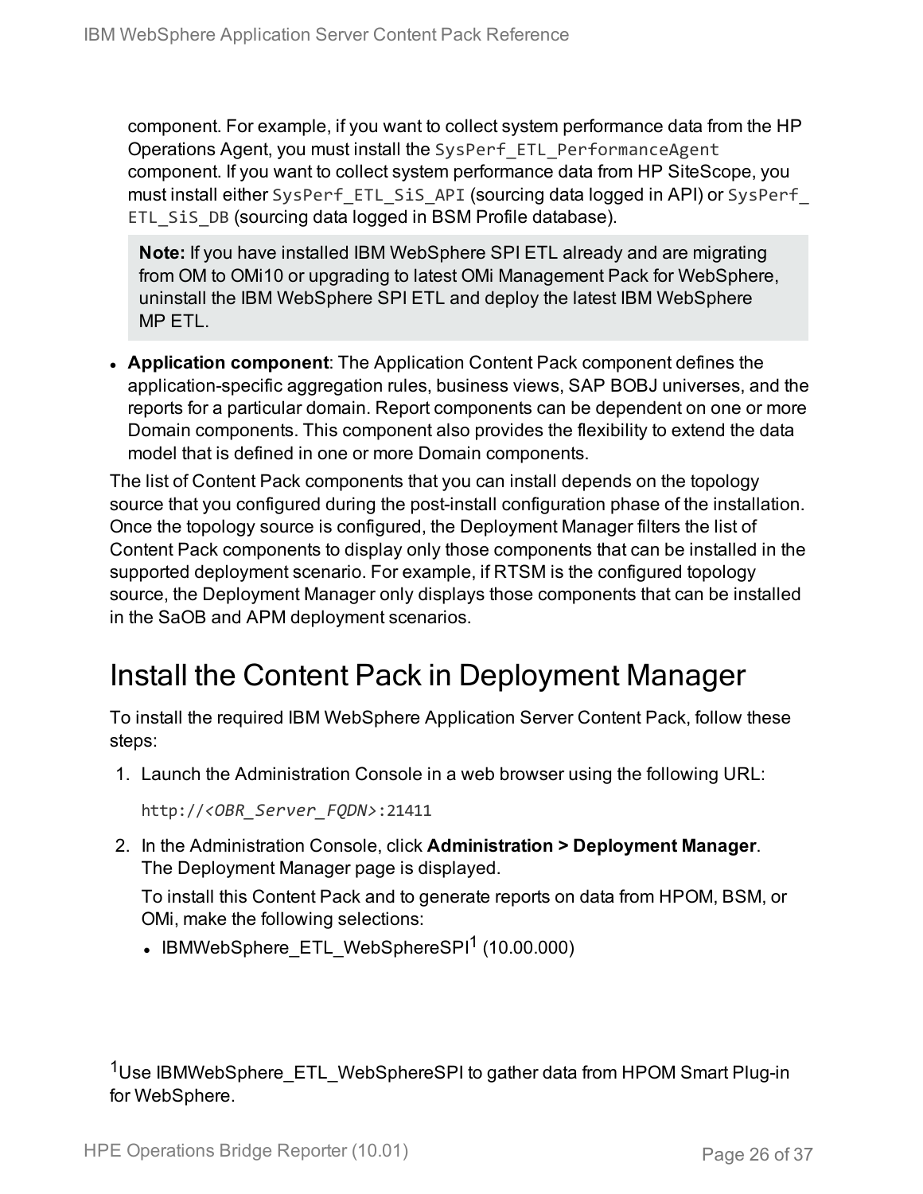component. For example, if you want to collect system performance data from the HP Operations Agent, you must install the `SysPerf_ETL_PerformanceAgent` component. If you want to collect system performance data from HP SiteScope, you must install either `SysPerf_ETL_SiS_API` (sourcing data logged in API) or `SysPerf_ETL_SiS_DB` (sourcing data logged in BSM Profile database).

> **Note:** If you have installed IBM WebSphere SPI ETL already and are migrating from OM to OMi10 or upgrading to latest OMi Management Pack for WebSphere, uninstall the IBM WebSphere SPI ETL and deploy the latest IBM WebSphere MP ETL.

- **Application component**: The Application Content Pack component defines the application-specific aggregation rules, business views, SAP BOBJ universes, and the reports for a particular domain. Report components can be dependent on one or more Domain components. This component also provides the flexibility to extend the data model that is defined in one or more Domain components.

The list of Content Pack components that you can install depends on the topology source that you configured during the post-install configuration phase of the installation. Once the topology source is configured, the Deployment Manager filters the list of Content Pack components to display only those components that can be installed in the supported deployment scenario. For example, if RTSM is the configured topology source, the Deployment Manager only displays those components that can be installed in the SaOB and APM deployment scenarios.

# Install the Content Pack in Deployment Manager

To install the required IBM WebSphere Application Server Content Pack, follow these steps:

1. Launch the Administration Console in a web browser using the following URL:

   `http://<OBR_Server_FQDN>:21411`

2. In the Administration Console, click **Administration > Deployment Manager**. The Deployment Manager page is displayed.

   To install this Content Pack and to generate reports on data from HPOM, BSM, or OMi, make the following selections:

   - IBMWebSphere_ETL_WebSphereSPI[1] (10.00.000)

[1]Use IBMWebSphere_ETL_WebSphereSPI to gather data from HPOM Smart Plug-in for WebSphere.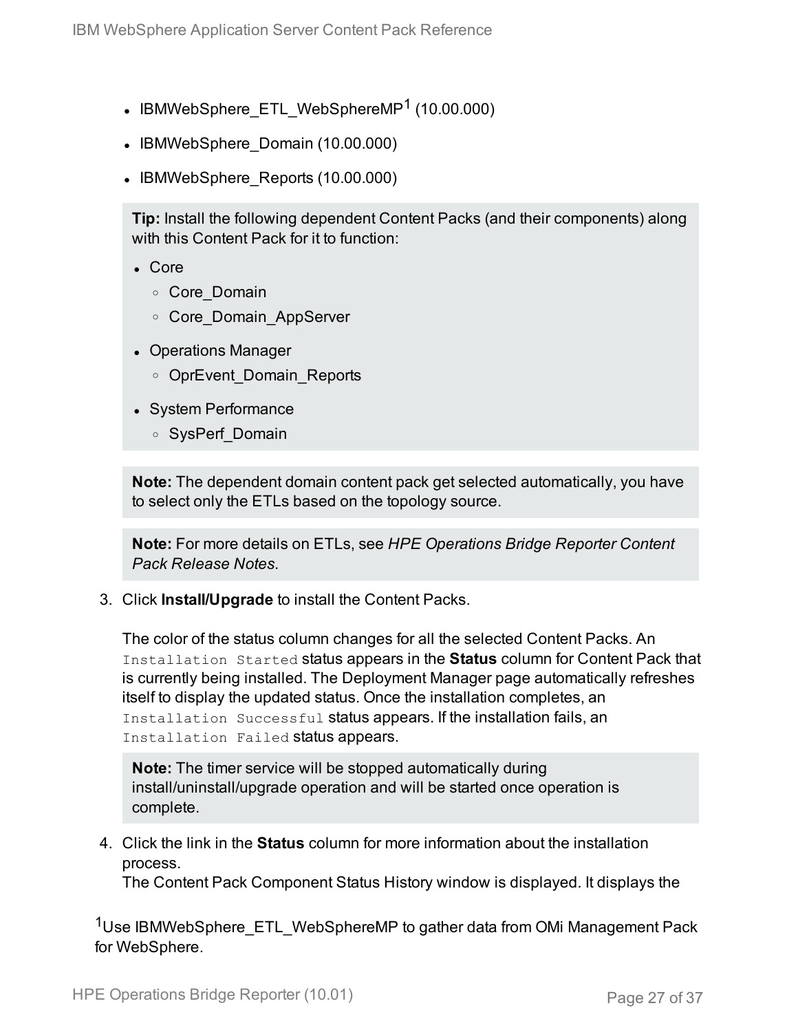- IBMWebSphere_ETL_WebSphereMP[1] (10.00.000)
- IBMWebSphere_Domain (10.00.000)
- IBMWebSphere_Reports (10.00.000)

> **Tip:** Install the following dependent Content Packs (and their components) along with this Content Pack for it to function:
>
> - Core
>     - Core_Domain
>     - Core_Domain_AppServer
> - Operations Manager
>     - OprEvent_Domain_Reports
> - System Performance
>     - SysPerf_Domain

> **Note:** The dependent domain content pack get selected automatically, you have to select only the ETLs based on the topology source.

> **Note:** For more details on ETLs, see *HPE Operations Bridge Reporter Content Pack Release Notes*.

3. Click **Install/Upgrade** to install the Content Packs.

   The color of the status column changes for all the selected Content Packs. An `Installation Started` status appears in the **Status** column for Content Pack that is currently being installed. The Deployment Manager page automatically refreshes itself to display the updated status. Once the installation completes, an `Installation Successful` status appears. If the installation fails, an `Installation Failed` status appears.

   > **Note:** The timer service will be stopped automatically during install/uninstall/upgrade operation and will be started once operation is complete.

4. Click the link in the **Status** column for more information about the installation process.
   The Content Pack Component Status History window is displayed. It displays the

[1] Use IBMWebSphere_ETL_WebSphereMP to gather data from OMi Management Pack for WebSphere.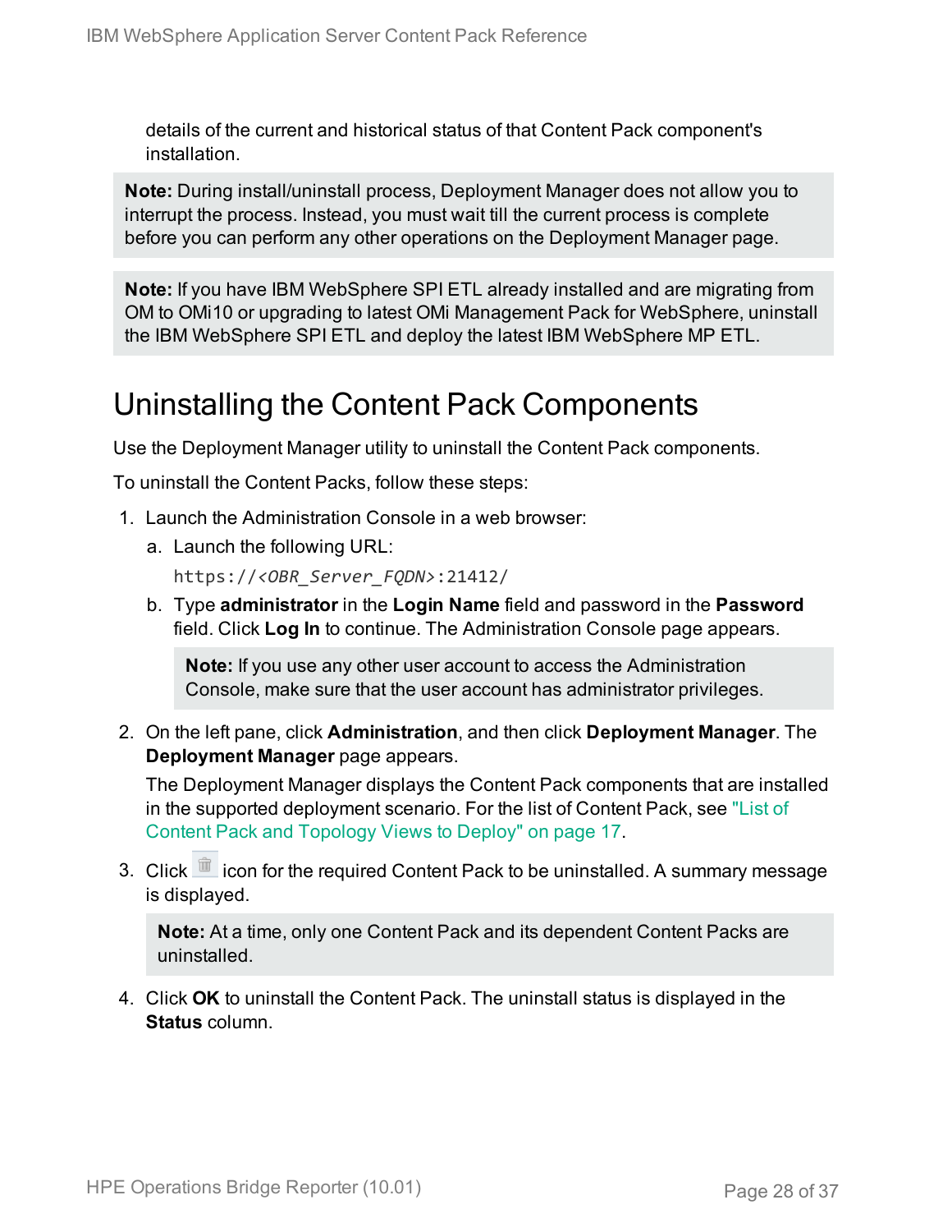details of the current and historical status of that Content Pack component's installation.

**Note:** During install/uninstall process, Deployment Manager does not allow you to interrupt the process. Instead, you must wait till the current process is complete before you can perform any other operations on the Deployment Manager page.

**Note:** If you have IBM WebSphere SPI ETL already installed and are migrating from OM to OMi10 or upgrading to latest OMi Management Pack for WebSphere, uninstall the IBM WebSphere SPI ETL and deploy the latest IBM WebSphere MP ETL.

# Uninstalling the Content Pack Components

Use the Deployment Manager utility to uninstall the Content Pack components.

To uninstall the Content Packs, follow these steps:

1. Launch the Administration Console in a web browser:
   a. Launch the following URL:

      `https://<OBR_Server_FQDN>:21412/`

   b. Type **administrator** in the **Login Name** field and password in the **Password** field. Click **Log In** to continue. The Administration Console page appears.

      **Note:** If you use any other user account to access the Administration Console, make sure that the user account has administrator privileges.

2. On the left pane, click **Administration**, and then click **Deployment Manager**. The **Deployment Manager** page appears.

   The Deployment Manager displays the Content Pack components that are installed in the supported deployment scenario. For the list of Content Pack, see "List of Content Pack and Topology Views to Deploy" on page 17.

3. Click icon for the required Content Pack to be uninstalled. A summary message is displayed.

   **Note:** At a time, only one Content Pack and its dependent Content Packs are uninstalled.

4. Click **OK** to uninstall the Content Pack. The uninstall status is displayed in the **Status** column.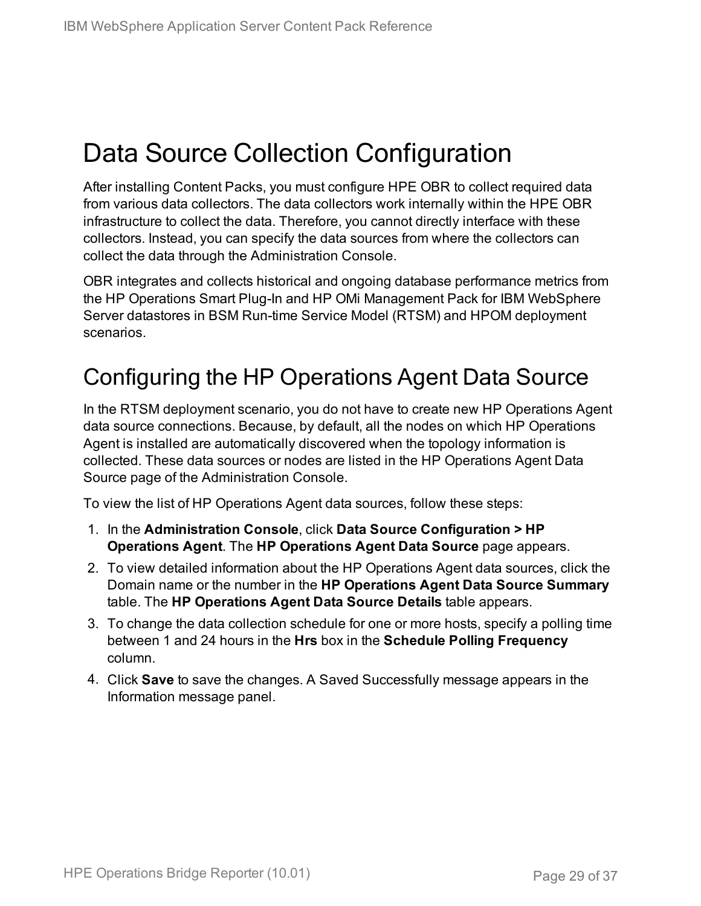# Data Source Collection Configuration

After installing Content Packs, you must configure HPE OBR to collect required data from various data collectors. The data collectors work internally within the HPE OBR infrastructure to collect the data. Therefore, you cannot directly interface with these collectors. Instead, you can specify the data sources from where the collectors can collect the data through the Administration Console.

OBR integrates and collects historical and ongoing database performance metrics from the HP Operations Smart Plug-In and HP OMi Management Pack for IBM WebSphere Server datastores in BSM Run-time Service Model (RTSM) and HPOM deployment scenarios.

## Configuring the HP Operations Agent Data Source

In the RTSM deployment scenario, you do not have to create new HP Operations Agent data source connections. Because, by default, all the nodes on which HP Operations Agent is installed are automatically discovered when the topology information is collected. These data sources or nodes are listed in the HP Operations Agent Data Source page of the Administration Console.

To view the list of HP Operations Agent data sources, follow these steps:

1. In the **Administration Console**, click **Data Source Configuration > HP Operations Agent**. The **HP Operations Agent Data Source** page appears.
2. To view detailed information about the HP Operations Agent data sources, click the Domain name or the number in the **HP Operations Agent Data Source Summary** table. The **HP Operations Agent Data Source Details** table appears.
3. To change the data collection schedule for one or more hosts, specify a polling time between 1 and 24 hours in the **Hrs** box in the **Schedule Polling Frequency** column.
4. Click **Save** to save the changes. A Saved Successfully message appears in the Information message panel.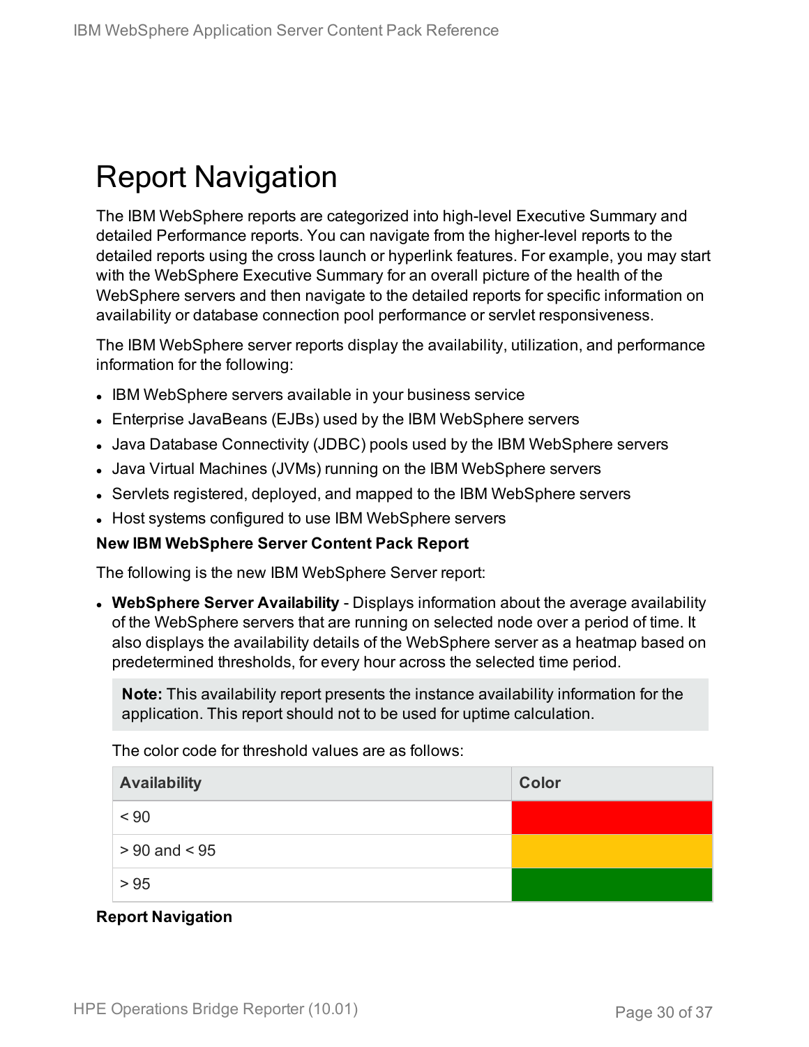# Report Navigation

The IBM WebSphere reports are categorized into high-level Executive Summary and detailed Performance reports. You can navigate from the higher-level reports to the detailed reports using the cross launch or hyperlink features. For example, you may start with the WebSphere Executive Summary for an overall picture of the health of the WebSphere servers and then navigate to the detailed reports for specific information on availability or database connection pool performance or servlet responsiveness.

The IBM WebSphere server reports display the availability, utilization, and performance information for the following:

- IBM WebSphere servers available in your business service
- Enterprise JavaBeans (EJBs) used by the IBM WebSphere servers
- Java Database Connectivity (JDBC) pools used by the IBM WebSphere servers
- Java Virtual Machines (JVMs) running on the IBM WebSphere servers
- Servlets registered, deployed, and mapped to the IBM WebSphere servers
- Host systems configured to use IBM WebSphere servers

**New IBM WebSphere Server Content Pack Report**

The following is the new IBM WebSphere Server report:

- **WebSphere Server Availability** - Displays information about the average availability of the WebSphere servers that are running on selected node over a period of time. It also displays the availability details of the WebSphere server as a heatmap based on predetermined thresholds, for every hour across the selected time period.

  > **Note:** This availability report presents the instance availability information for the application. This report should not to be used for uptime calculation.

  The color code for threshold values are as follows:

  | Availability | Color |
  | --- | --- |
  | < 90 | Red |
  | > 90 and < 95 | Amber |
  | > 95 | Green |

**Report Navigation**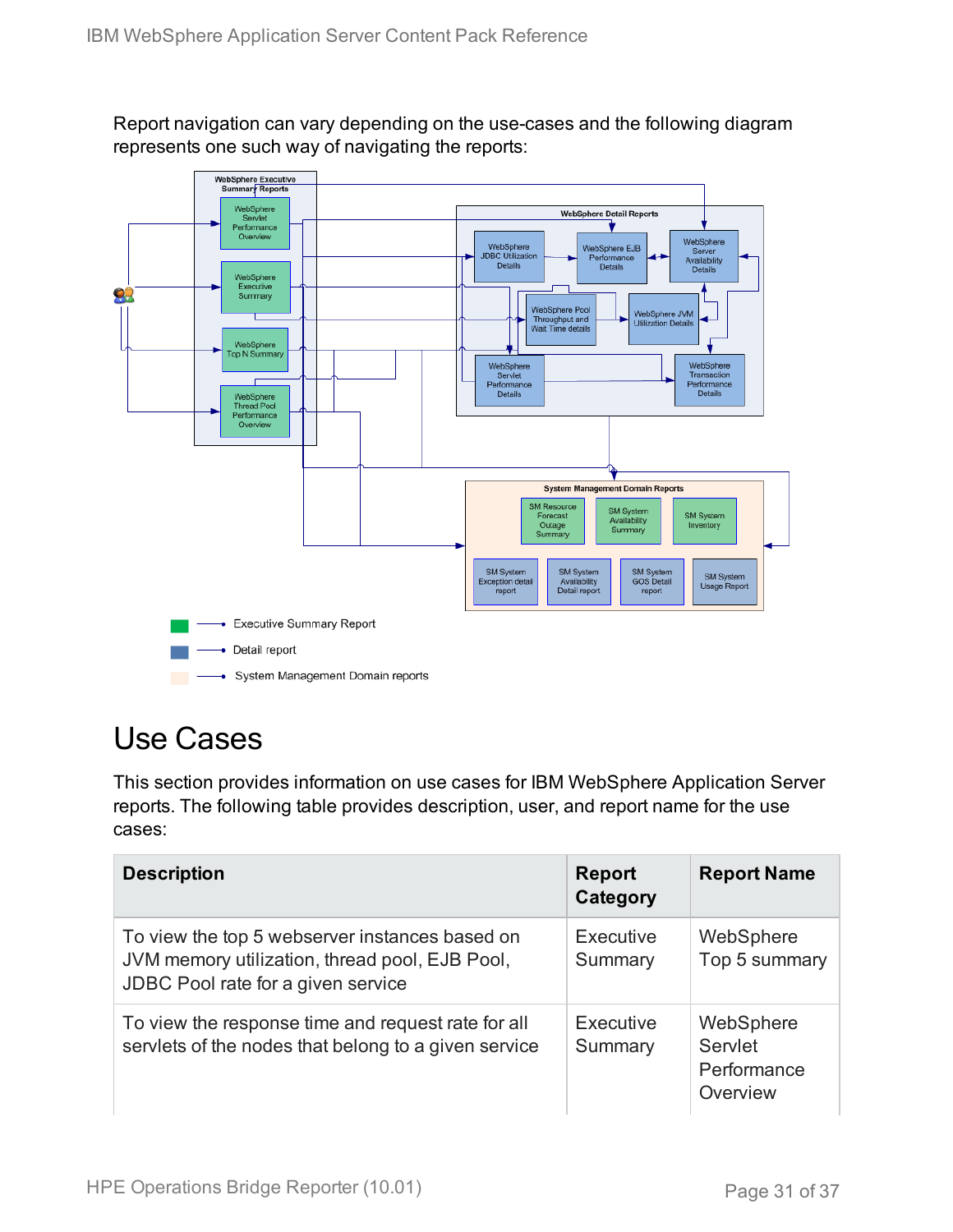Report navigation can vary depending on the use-cases and the following diagram represents one such way of navigating the reports:

# Use Cases

This section provides information on use cases for IBM WebSphere Application Server reports. The following table provides description, user, and report name for the use cases:

| Description | Report Category | Report Name |
| --- | --- | --- |
| To view the top 5 webserver instances based on JVM memory utilization, thread pool, EJB Pool, JDBC Pool rate for a given service | Executive Summary | WebSphere Top 5 summary |
| To view the response time and request rate for all servlets of the nodes that belong to a given service | Executive Summary | WebSphere Servlet Performance Overview |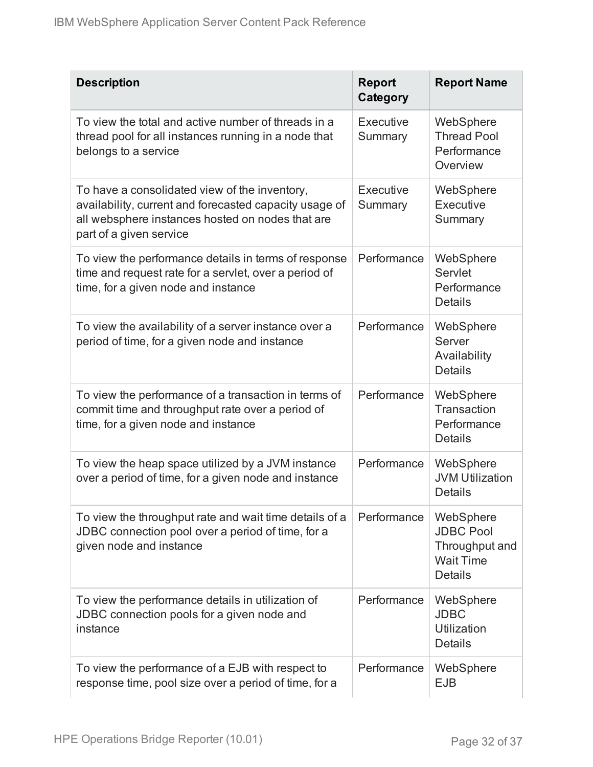| Description | Report Category | Report Name |
| --- | --- | --- |
| To view the total and active number of threads in a thread pool for all instances running in a node that belongs to a service | Executive Summary | WebSphere Thread Pool Performance Overview |
| To have a consolidated view of the inventory, availability, current and forecasted capacity usage of all websphere instances hosted on nodes that are part of a given service | Executive Summary | WebSphere Executive Summary |
| To view the performance details in terms of response time and request rate for a servlet, over a period of time, for a given node and instance | Performance | WebSphere Servlet Performance Details |
| To view the availability of a server instance over a period of time, for a given node and instance | Performance | WebSphere Server Availability Details |
| To view the performance of a transaction in terms of commit time and throughput rate over a period of time, for a given node and instance | Performance | WebSphere Transaction Performance Details |
| To view the heap space utilized by a JVM instance over a period of time, for a given node and instance | Performance | WebSphere JVM Utilization Details |
| To view the throughput rate and wait time details of a JDBC connection pool over a period of time, for a given node and instance | Performance | WebSphere JDBC Pool Throughput and Wait Time Details |
| To view the performance details in utilization of JDBC connection pools for a given node and instance | Performance | WebSphere JDBC Utilization Details |
| To view the performance of a EJB with respect to response time, pool size over a period of time, for a | Performance | WebSphere EJB |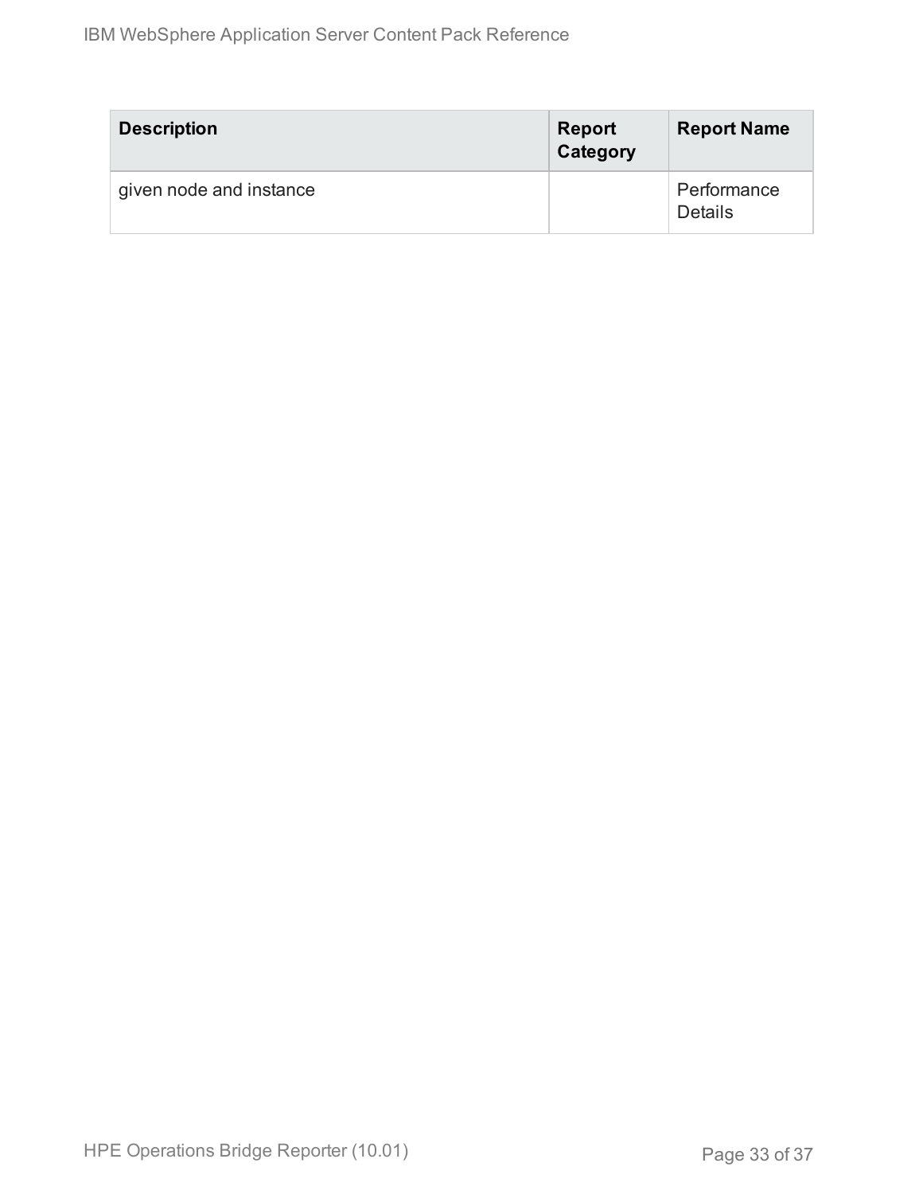| Description | Report Category | Report Name |
| --- | --- | --- |
| given node and instance | | Performance Details |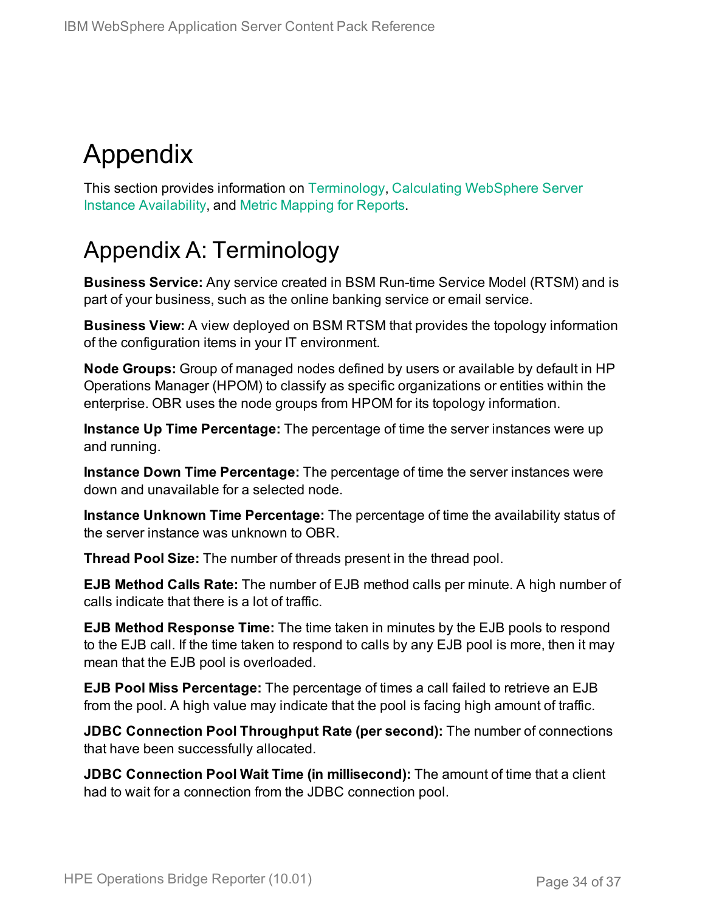# Appendix

This section provides information on Terminology, Calculating WebSphere Server Instance Availability, and Metric Mapping for Reports.

## Appendix A: Terminology

**Business Service:** Any service created in BSM Run-time Service Model (RTSM) and is part of your business, such as the online banking service or email service.

**Business View:** A view deployed on BSM RTSM that provides the topology information of the configuration items in your IT environment.

**Node Groups:** Group of managed nodes defined by users or available by default in HP Operations Manager (HPOM) to classify as specific organizations or entities within the enterprise. OBR uses the node groups from HPOM for its topology information.

**Instance Up Time Percentage:** The percentage of time the server instances were up and running.

**Instance Down Time Percentage:** The percentage of time the server instances were down and unavailable for a selected node.

**Instance Unknown Time Percentage:** The percentage of time the availability status of the server instance was unknown to OBR.

**Thread Pool Size:** The number of threads present in the thread pool.

**EJB Method Calls Rate:** The number of EJB method calls per minute. A high number of calls indicate that there is a lot of traffic.

**EJB Method Response Time:** The time taken in minutes by the EJB pools to respond to the EJB call. If the time taken to respond to calls by any EJB pool is more, then it may mean that the EJB pool is overloaded.

**EJB Pool Miss Percentage:** The percentage of times a call failed to retrieve an EJB from the pool. A high value may indicate that the pool is facing high amount of traffic.

**JDBC Connection Pool Throughput Rate (per second):** The number of connections that have been successfully allocated.

**JDBC Connection Pool Wait Time (in millisecond):** The amount of time that a client had to wait for a connection from the JDBC connection pool.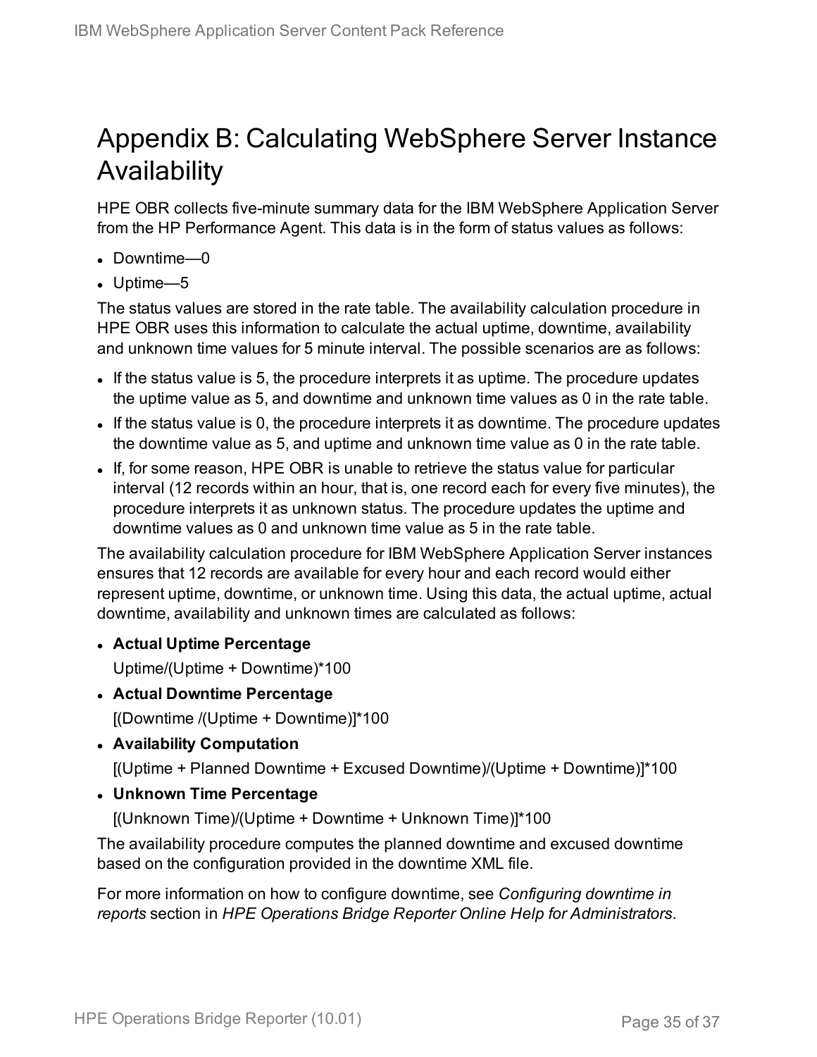# Appendix B: Calculating WebSphere Server Instance Availability

HPE OBR collects five-minute summary data for the IBM WebSphere Application Server from the HP Performance Agent. This data is in the form of status values as follows:

- Downtime—0
- Uptime—5

The status values are stored in the rate table. The availability calculation procedure in HPE OBR uses this information to calculate the actual uptime, downtime, availability and unknown time values for 5 minute interval. The possible scenarios are as follows:

- If the status value is 5, the procedure interprets it as uptime. The procedure updates the uptime value as 5, and downtime and unknown time values as 0 in the rate table.
- If the status value is 0, the procedure interprets it as downtime. The procedure updates the downtime value as 5, and uptime and unknown time value as 0 in the rate table.
- If, for some reason, HPE OBR is unable to retrieve the status value for particular interval (12 records within an hour, that is, one record each for every five minutes), the procedure interprets it as unknown status. The procedure updates the uptime and downtime values as 0 and unknown time value as 5 in the rate table.

The availability calculation procedure for IBM WebSphere Application Server instances ensures that 12 records are available for every hour and each record would either represent uptime, downtime, or unknown time. Using this data, the actual uptime, actual downtime, availability and unknown times are calculated as follows:

- **Actual Uptime Percentage**

  Uptime/(Uptime + Downtime)*100
- **Actual Downtime Percentage**

  [(Downtime /(Uptime + Downtime)]*100
- **Availability Computation**

  [(Uptime + Planned Downtime + Excused Downtime)/(Uptime + Downtime)]*100
- **Unknown Time Percentage**

  [(Unknown Time)/(Uptime + Downtime + Unknown Time)]*100

The availability procedure computes the planned downtime and excused downtime based on the configuration provided in the downtime XML file.

For more information on how to configure downtime, see *Configuring downtime in reports* section in *HPE Operations Bridge Reporter Online Help for Administrators*.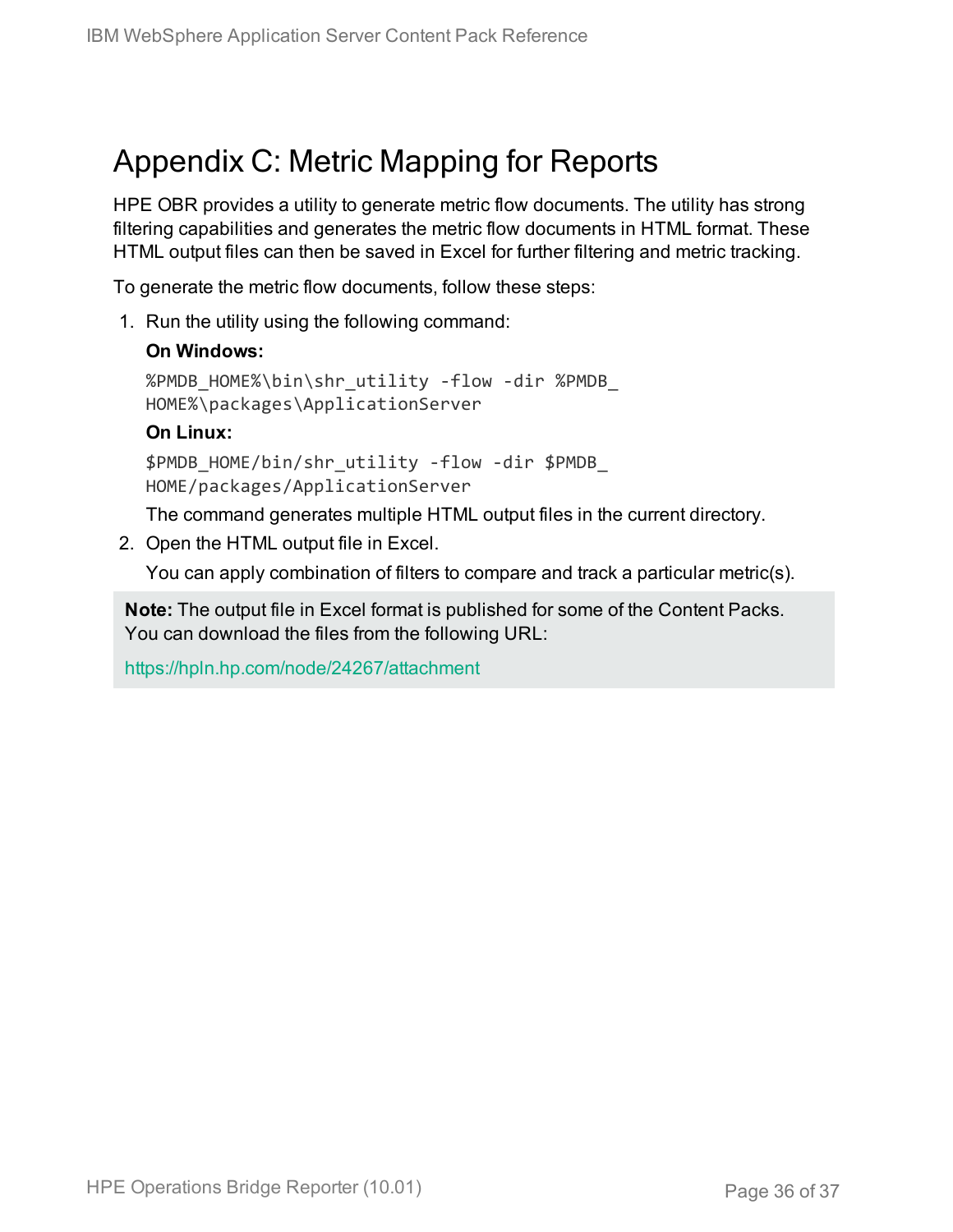# Appendix C: Metric Mapping for Reports

HPE OBR provides a utility to generate metric flow documents. The utility has strong filtering capabilities and generates the metric flow documents in HTML format. These HTML output files can then be saved in Excel for further filtering and metric tracking.

To generate the metric flow documents, follow these steps:

1. Run the utility using the following command:

   **On Windows:**

   ```
   %PMDB_HOME%\bin\shr_utility -flow -dir %PMDB_HOME%\packages\ApplicationServer
   ```

   **On Linux:**

   ```
   $PMDB_HOME/bin/shr_utility -flow -dir $PMDB_HOME/packages/ApplicationServer
   ```

   The command generates multiple HTML output files in the current directory.

2. Open the HTML output file in Excel.

   You can apply combination of filters to compare and track a particular metric(s).

> **Note:** The output file in Excel format is published for some of the Content Packs. You can download the files from the following URL:
>
> https://hpln.hp.com/node/24267/attachment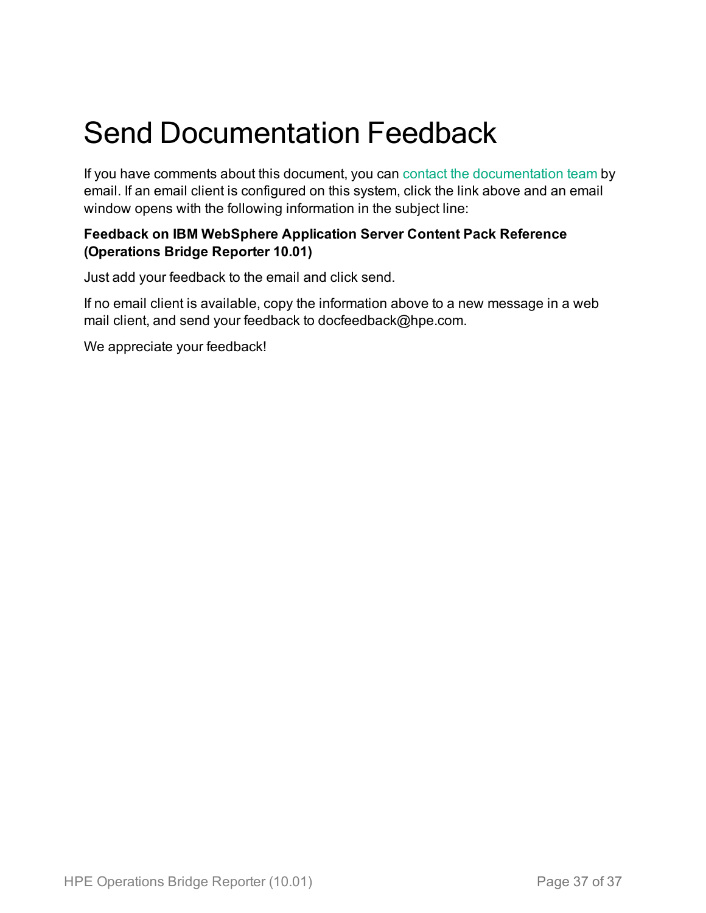# Send Documentation Feedback

If you have comments about this document, you can contact the documentation team by email. If an email client is configured on this system, click the link above and an email window opens with the following information in the subject line:

**Feedback on IBM WebSphere Application Server Content Pack Reference (Operations Bridge Reporter 10.01)**

Just add your feedback to the email and click send.

If no email client is available, copy the information above to a new message in a web mail client, and send your feedback to docfeedback@hpe.com.

We appreciate your feedback!